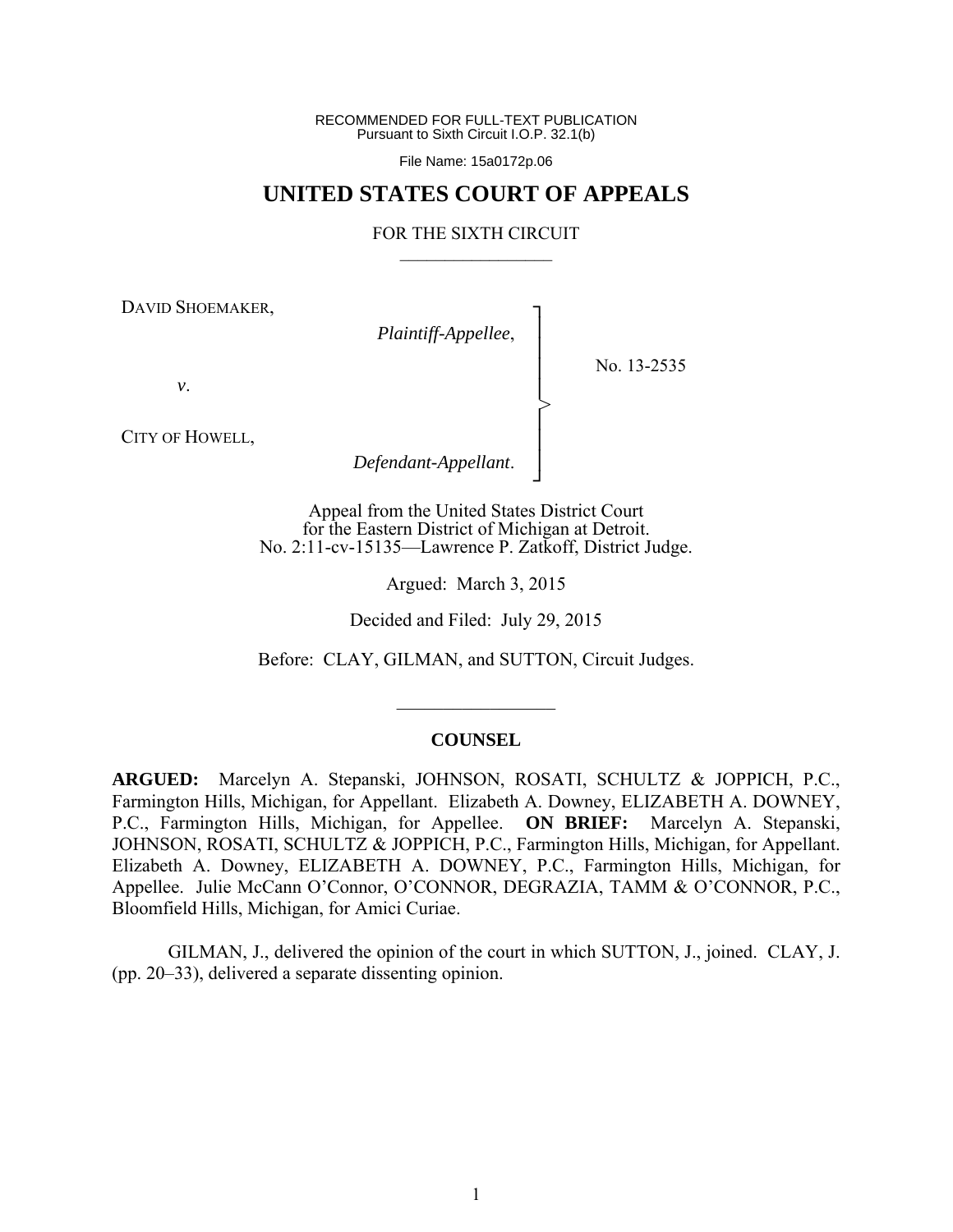RECOMMENDED FOR FULL-TEXT PUBLICATION
Pursuant to Sixth Circuit I.O.P. 32.1(b)

File Name: 15a0172p.06

# UNITED STATES COURT OF APPEALS

FOR THE SIXTH CIRCUIT

DAVID SHOEMAKER,

*Plaintiff-Appellee*,

*v*.

CITY OF HOWELL,

*Defendant-Appellant*.

No. 13-2535

Appeal from the United States District Court
for the Eastern District of Michigan at Detroit.
No. 2:11-cv-15135—Lawrence P. Zatkoff, District Judge.

Argued: March 3, 2015

Decided and Filed: July 29, 2015

Before: CLAY, GILMAN, and SUTTON, Circuit Judges.

## COUNSEL

**ARGUED:** Marcelyn A. Stepanski, JOHNSON, ROSATI, SCHULTZ & JOPPICH, P.C., Farmington Hills, Michigan, for Appellant. Elizabeth A. Downey, ELIZABETH A. DOWNEY, P.C., Farmington Hills, Michigan, for Appellee. **ON BRIEF:** Marcelyn A. Stepanski, JOHNSON, ROSATI, SCHULTZ & JOPPICH, P.C., Farmington Hills, Michigan, for Appellant. Elizabeth A. Downey, ELIZABETH A. DOWNEY, P.C., Farmington Hills, Michigan, for Appellee. Julie McCann O'Connor, O'CONNOR, DEGRAZIA, TAMM & O'CONNOR, P.C., Bloomfield Hills, Michigan, for Amici Curiae.

GILMAN, J., delivered the opinion of the court in which SUTTON, J., joined. CLAY, J. (pp. 20–33), delivered a separate dissenting opinion.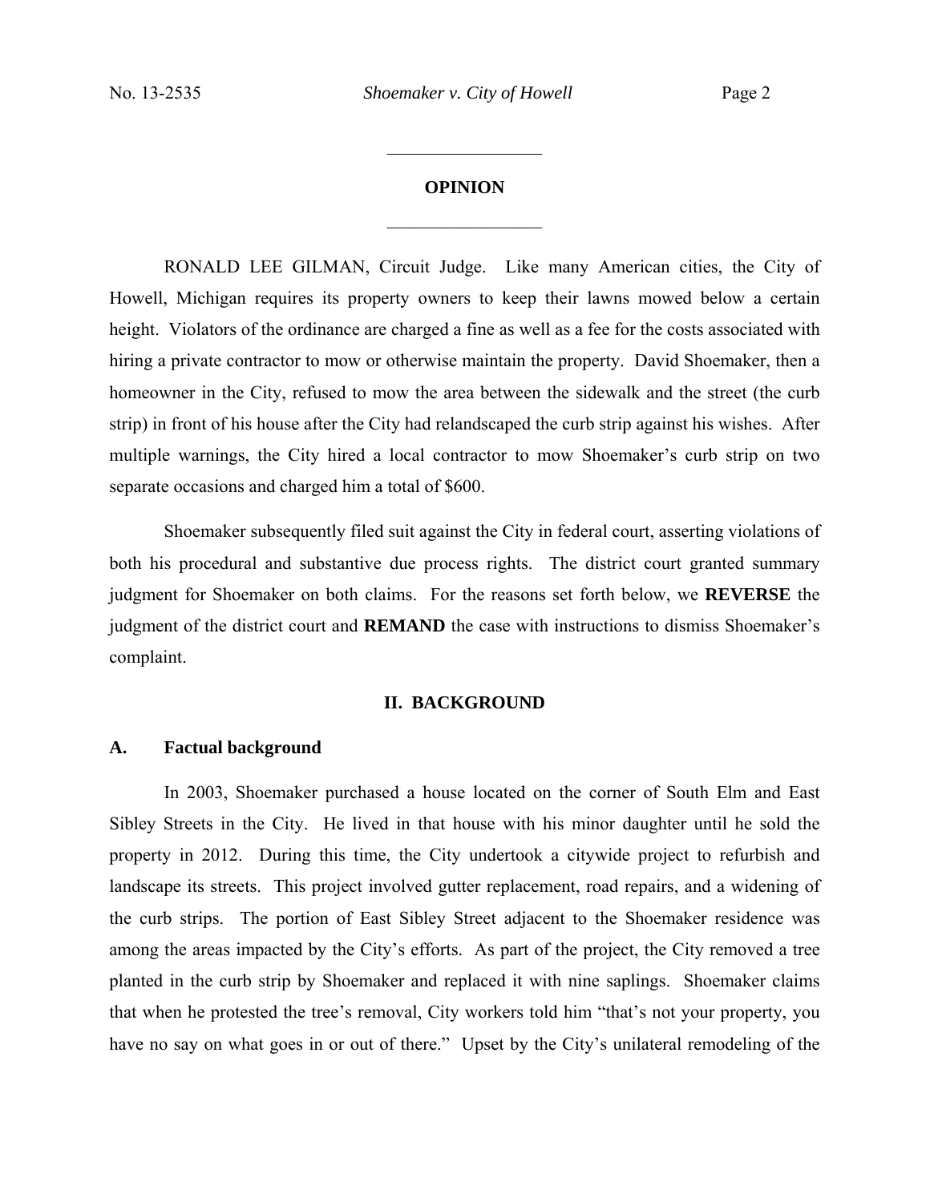## OPINION

RONALD LEE GILMAN, Circuit Judge. Like many American cities, the City of Howell, Michigan requires its property owners to keep their lawns mowed below a certain height. Violators of the ordinance are charged a fine as well as a fee for the costs associated with hiring a private contractor to mow or otherwise maintain the property. David Shoemaker, then a homeowner in the City, refused to mow the area between the sidewalk and the street (the curb strip) in front of his house after the City had relandscaped the curb strip against his wishes. After multiple warnings, the City hired a local contractor to mow Shoemaker's curb strip on two separate occasions and charged him a total of $600.

Shoemaker subsequently filed suit against the City in federal court, asserting violations of both his procedural and substantive due process rights. The district court granted summary judgment for Shoemaker on both claims. For the reasons set forth below, we **REVERSE** the judgment of the district court and **REMAND** the case with instructions to dismiss Shoemaker's complaint.

## II. BACKGROUND

### A. Factual background

In 2003, Shoemaker purchased a house located on the corner of South Elm and East Sibley Streets in the City. He lived in that house with his minor daughter until he sold the property in 2012. During this time, the City undertook a citywide project to refurbish and landscape its streets. This project involved gutter replacement, road repairs, and a widening of the curb strips. The portion of East Sibley Street adjacent to the Shoemaker residence was among the areas impacted by the City's efforts. As part of the project, the City removed a tree planted in the curb strip by Shoemaker and replaced it with nine saplings. Shoemaker claims that when he protested the tree's removal, City workers told him "that's not your property, you have no say on what goes in or out of there." Upset by the City's unilateral remodeling of the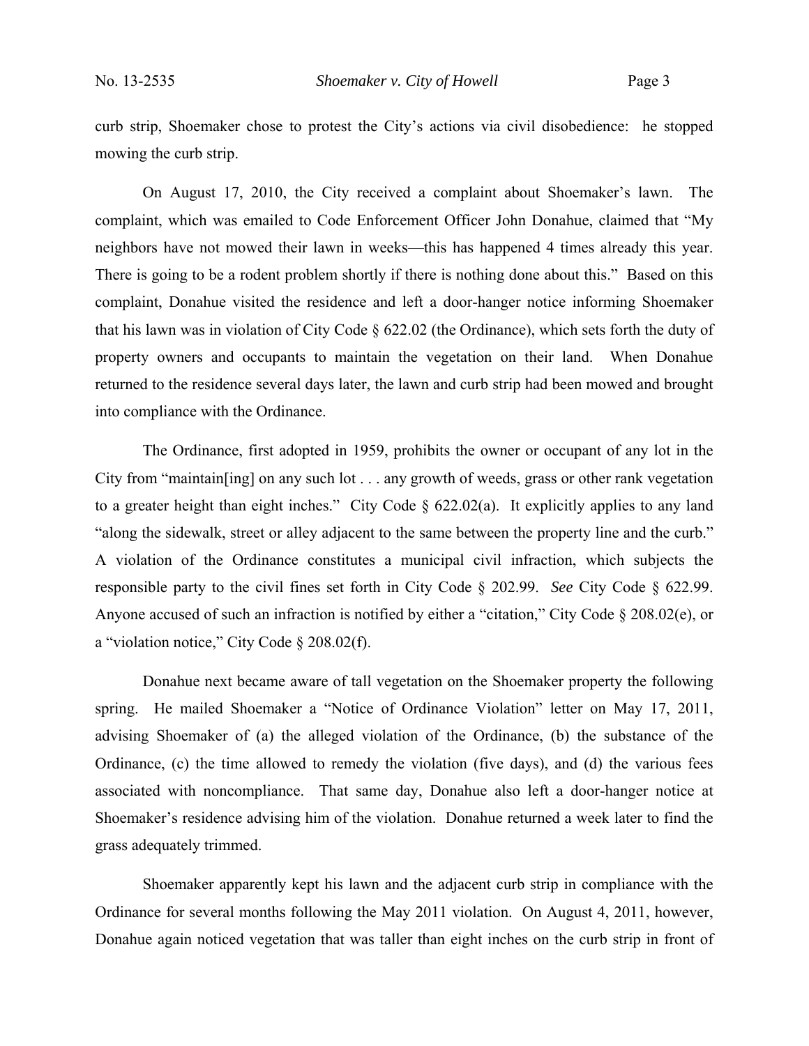curb strip, Shoemaker chose to protest the City's actions via civil disobedience: he stopped mowing the curb strip.

On August 17, 2010, the City received a complaint about Shoemaker's lawn. The complaint, which was emailed to Code Enforcement Officer John Donahue, claimed that "My neighbors have not mowed their lawn in weeks—this has happened 4 times already this year. There is going to be a rodent problem shortly if there is nothing done about this." Based on this complaint, Donahue visited the residence and left a door-hanger notice informing Shoemaker that his lawn was in violation of City Code § 622.02 (the Ordinance), which sets forth the duty of property owners and occupants to maintain the vegetation on their land. When Donahue returned to the residence several days later, the lawn and curb strip had been mowed and brought into compliance with the Ordinance.

The Ordinance, first adopted in 1959, prohibits the owner or occupant of any lot in the City from "maintain[ing] on any such lot . . . any growth of weeds, grass or other rank vegetation to a greater height than eight inches." City Code § 622.02(a). It explicitly applies to any land "along the sidewalk, street or alley adjacent to the same between the property line and the curb." A violation of the Ordinance constitutes a municipal civil infraction, which subjects the responsible party to the civil fines set forth in City Code § 202.99. *See* City Code § 622.99. Anyone accused of such an infraction is notified by either a "citation," City Code § 208.02(e), or a "violation notice," City Code § 208.02(f).

Donahue next became aware of tall vegetation on the Shoemaker property the following spring. He mailed Shoemaker a "Notice of Ordinance Violation" letter on May 17, 2011, advising Shoemaker of (a) the alleged violation of the Ordinance, (b) the substance of the Ordinance, (c) the time allowed to remedy the violation (five days), and (d) the various fees associated with noncompliance. That same day, Donahue also left a door-hanger notice at Shoemaker's residence advising him of the violation. Donahue returned a week later to find the grass adequately trimmed.

Shoemaker apparently kept his lawn and the adjacent curb strip in compliance with the Ordinance for several months following the May 2011 violation. On August 4, 2011, however, Donahue again noticed vegetation that was taller than eight inches on the curb strip in front of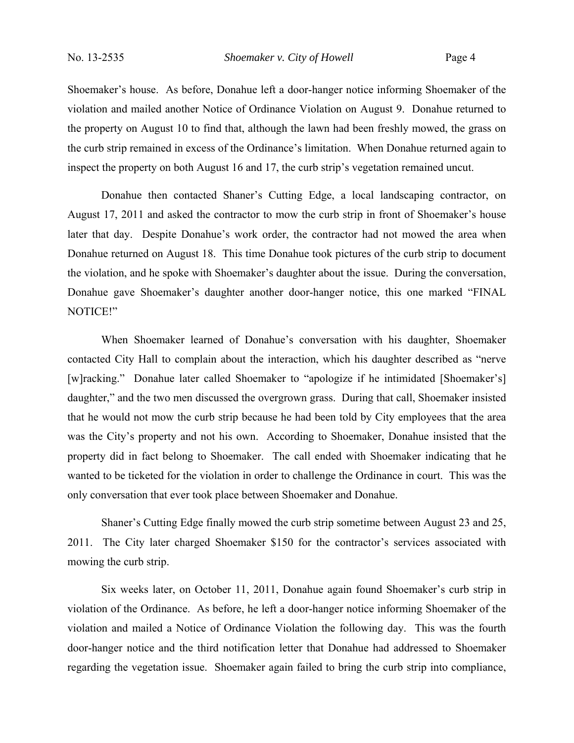Shoemaker's house. As before, Donahue left a door-hanger notice informing Shoemaker of the violation and mailed another Notice of Ordinance Violation on August 9. Donahue returned to the property on August 10 to find that, although the lawn had been freshly mowed, the grass on the curb strip remained in excess of the Ordinance's limitation. When Donahue returned again to inspect the property on both August 16 and 17, the curb strip's vegetation remained uncut.

Donahue then contacted Shaner's Cutting Edge, a local landscaping contractor, on August 17, 2011 and asked the contractor to mow the curb strip in front of Shoemaker's house later that day. Despite Donahue's work order, the contractor had not mowed the area when Donahue returned on August 18. This time Donahue took pictures of the curb strip to document the violation, and he spoke with Shoemaker's daughter about the issue. During the conversation, Donahue gave Shoemaker's daughter another door-hanger notice, this one marked "FINAL NOTICE!"

When Shoemaker learned of Donahue's conversation with his daughter, Shoemaker contacted City Hall to complain about the interaction, which his daughter described as "nerve [w]racking." Donahue later called Shoemaker to "apologize if he intimidated [Shoemaker's] daughter," and the two men discussed the overgrown grass. During that call, Shoemaker insisted that he would not mow the curb strip because he had been told by City employees that the area was the City's property and not his own. According to Shoemaker, Donahue insisted that the property did in fact belong to Shoemaker. The call ended with Shoemaker indicating that he wanted to be ticketed for the violation in order to challenge the Ordinance in court. This was the only conversation that ever took place between Shoemaker and Donahue.

Shaner's Cutting Edge finally mowed the curb strip sometime between August 23 and 25, 2011. The City later charged Shoemaker $150 for the contractor's services associated with mowing the curb strip.

Six weeks later, on October 11, 2011, Donahue again found Shoemaker's curb strip in violation of the Ordinance. As before, he left a door-hanger notice informing Shoemaker of the violation and mailed a Notice of Ordinance Violation the following day. This was the fourth door-hanger notice and the third notification letter that Donahue had addressed to Shoemaker regarding the vegetation issue. Shoemaker again failed to bring the curb strip into compliance,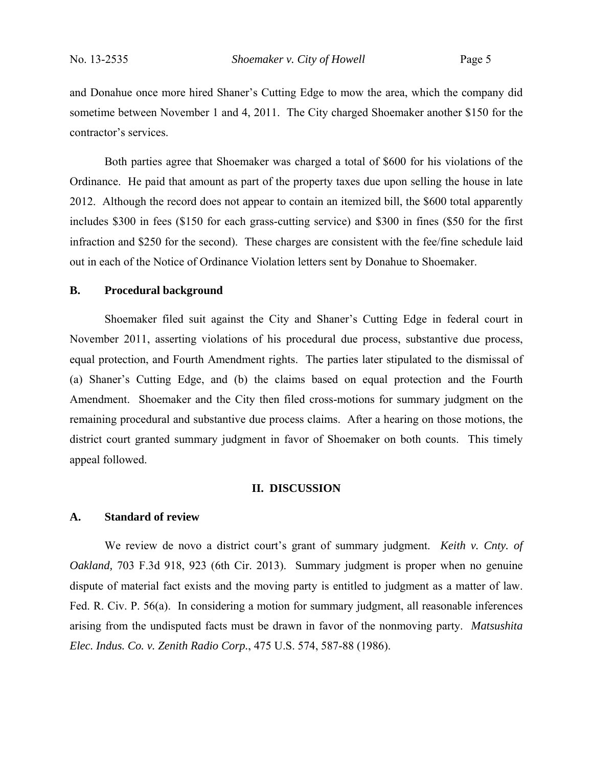and Donahue once more hired Shaner's Cutting Edge to mow the area, which the company did sometime between November 1 and 4, 2011. The City charged Shoemaker another $150 for the contractor's services.

Both parties agree that Shoemaker was charged a total of $600 for his violations of the Ordinance. He paid that amount as part of the property taxes due upon selling the house in late 2012. Although the record does not appear to contain an itemized bill, the $600 total apparently includes $300 in fees ($150 for each grass-cutting service) and $300 in fines ($50 for the first infraction and $250 for the second). These charges are consistent with the fee/fine schedule laid out in each of the Notice of Ordinance Violation letters sent by Donahue to Shoemaker.

### B. Procedural background

Shoemaker filed suit against the City and Shaner's Cutting Edge in federal court in November 2011, asserting violations of his procedural due process, substantive due process, equal protection, and Fourth Amendment rights. The parties later stipulated to the dismissal of (a) Shaner's Cutting Edge, and (b) the claims based on equal protection and the Fourth Amendment. Shoemaker and the City then filed cross-motions for summary judgment on the remaining procedural and substantive due process claims. After a hearing on those motions, the district court granted summary judgment in favor of Shoemaker on both counts. This timely appeal followed.

## II. DISCUSSION

### A. Standard of review

We review de novo a district court's grant of summary judgment. *Keith v. Cnty. of Oakland,* 703 F.3d 918, 923 (6th Cir. 2013). Summary judgment is proper when no genuine dispute of material fact exists and the moving party is entitled to judgment as a matter of law. Fed. R. Civ. P. 56(a). In considering a motion for summary judgment, all reasonable inferences arising from the undisputed facts must be drawn in favor of the nonmoving party. *Matsushita Elec. Indus. Co. v. Zenith Radio Corp.*, 475 U.S. 574, 587-88 (1986).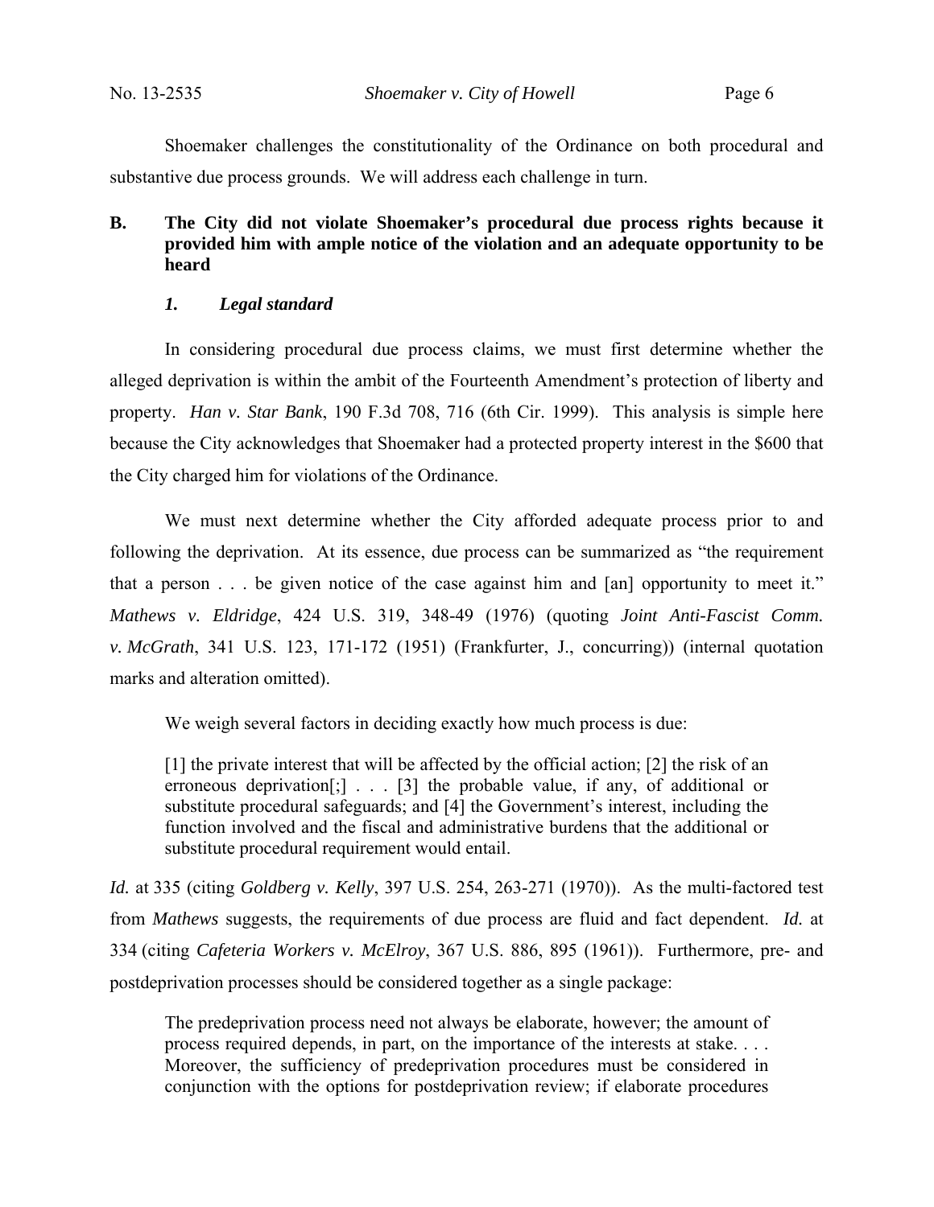Shoemaker challenges the constitutionality of the Ordinance on both procedural and substantive due process grounds. We will address each challenge in turn.

## B. The City did not violate Shoemaker's procedural due process rights because it provided him with ample notice of the violation and an adequate opportunity to be heard

### *1. Legal standard*

In considering procedural due process claims, we must first determine whether the alleged deprivation is within the ambit of the Fourteenth Amendment's protection of liberty and property. *Han v. Star Bank*, 190 F.3d 708, 716 (6th Cir. 1999). This analysis is simple here because the City acknowledges that Shoemaker had a protected property interest in the $600 that the City charged him for violations of the Ordinance.

We must next determine whether the City afforded adequate process prior to and following the deprivation. At its essence, due process can be summarized as "the requirement that a person . . . be given notice of the case against him and [an] opportunity to meet it." *Mathews v. Eldridge*, 424 U.S. 319, 348-49 (1976) (quoting *Joint Anti-Fascist Comm. v. McGrath*, 341 U.S. 123, 171-172 (1951) (Frankfurter, J., concurring)) (internal quotation marks and alteration omitted).

We weigh several factors in deciding exactly how much process is due:

> [1] the private interest that will be affected by the official action; [2] the risk of an erroneous deprivation[;] . . . [3] the probable value, if any, of additional or substitute procedural safeguards; and [4] the Government's interest, including the function involved and the fiscal and administrative burdens that the additional or substitute procedural requirement would entail.

*Id.* at 335 (citing *Goldberg v. Kelly*, 397 U.S. 254, 263-271 (1970)). As the multi-factored test from *Mathews* suggests, the requirements of due process are fluid and fact dependent. *Id.* at 334 (citing *Cafeteria Workers v. McElroy*, 367 U.S. 886, 895 (1961)). Furthermore, pre- and postdeprivation processes should be considered together as a single package:

> The predeprivation process need not always be elaborate, however; the amount of process required depends, in part, on the importance of the interests at stake. . . . Moreover, the sufficiency of predeprivation procedures must be considered in conjunction with the options for postdeprivation review; if elaborate procedures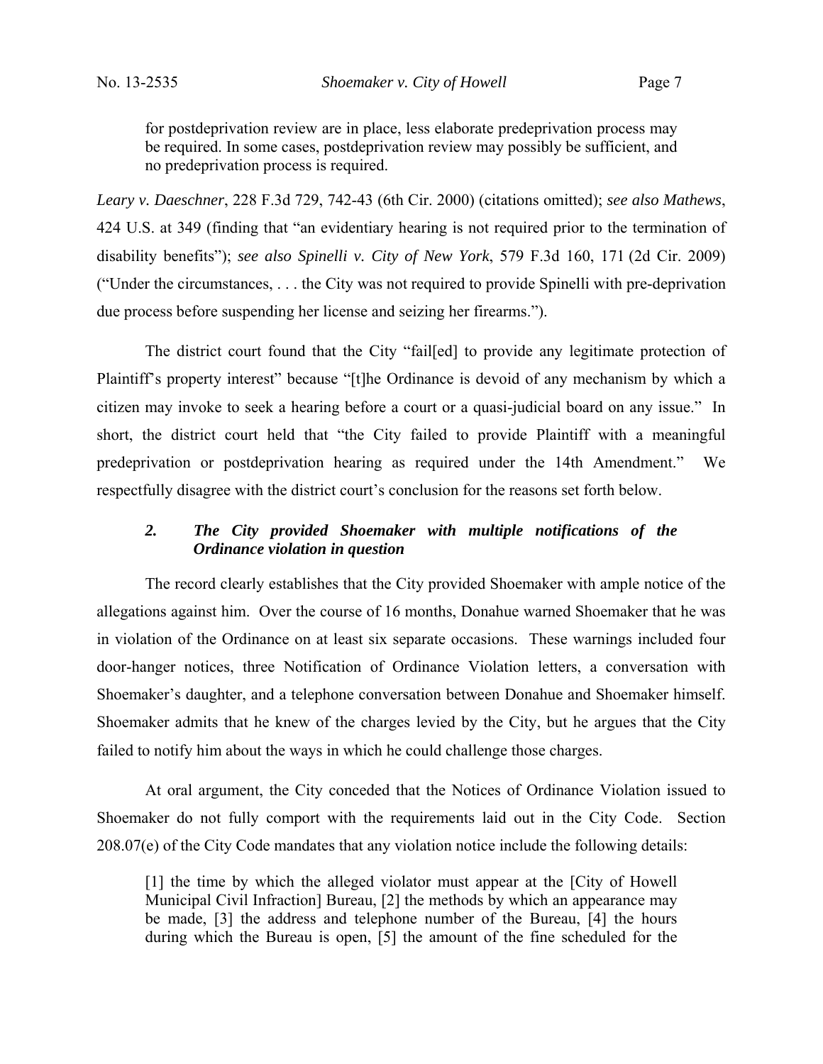> for postdeprivation review are in place, less elaborate predeprivation process may be required. In some cases, postdeprivation review may possibly be sufficient, and no predeprivation process is required.

*Leary v. Daeschner*, 228 F.3d 729, 742-43 (6th Cir. 2000) (citations omitted); *see also Mathews*, 424 U.S. at 349 (finding that "an evidentiary hearing is not required prior to the termination of disability benefits"); *see also Spinelli v. City of New York*, 579 F.3d 160, 171 (2d Cir. 2009) ("Under the circumstances, . . . the City was not required to provide Spinelli with pre-deprivation due process before suspending her license and seizing her firearms.").

The district court found that the City "fail[ed] to provide any legitimate protection of Plaintiff's property interest" because "[t]he Ordinance is devoid of any mechanism by which a citizen may invoke to seek a hearing before a court or a quasi-judicial board on any issue." In short, the district court held that "the City failed to provide Plaintiff with a meaningful predeprivation or postdeprivation hearing as required under the 14th Amendment." We respectfully disagree with the district court's conclusion for the reasons set forth below.

### *2. The City provided Shoemaker with multiple notifications of the Ordinance violation in question*

The record clearly establishes that the City provided Shoemaker with ample notice of the allegations against him. Over the course of 16 months, Donahue warned Shoemaker that he was in violation of the Ordinance on at least six separate occasions. These warnings included four door-hanger notices, three Notification of Ordinance Violation letters, a conversation with Shoemaker's daughter, and a telephone conversation between Donahue and Shoemaker himself. Shoemaker admits that he knew of the charges levied by the City, but he argues that the City failed to notify him about the ways in which he could challenge those charges.

At oral argument, the City conceded that the Notices of Ordinance Violation issued to Shoemaker do not fully comport with the requirements laid out in the City Code. Section 208.07(e) of the City Code mandates that any violation notice include the following details:

> [1] the time by which the alleged violator must appear at the [City of Howell Municipal Civil Infraction] Bureau, [2] the methods by which an appearance may be made, [3] the address and telephone number of the Bureau, [4] the hours during which the Bureau is open, [5] the amount of the fine scheduled for the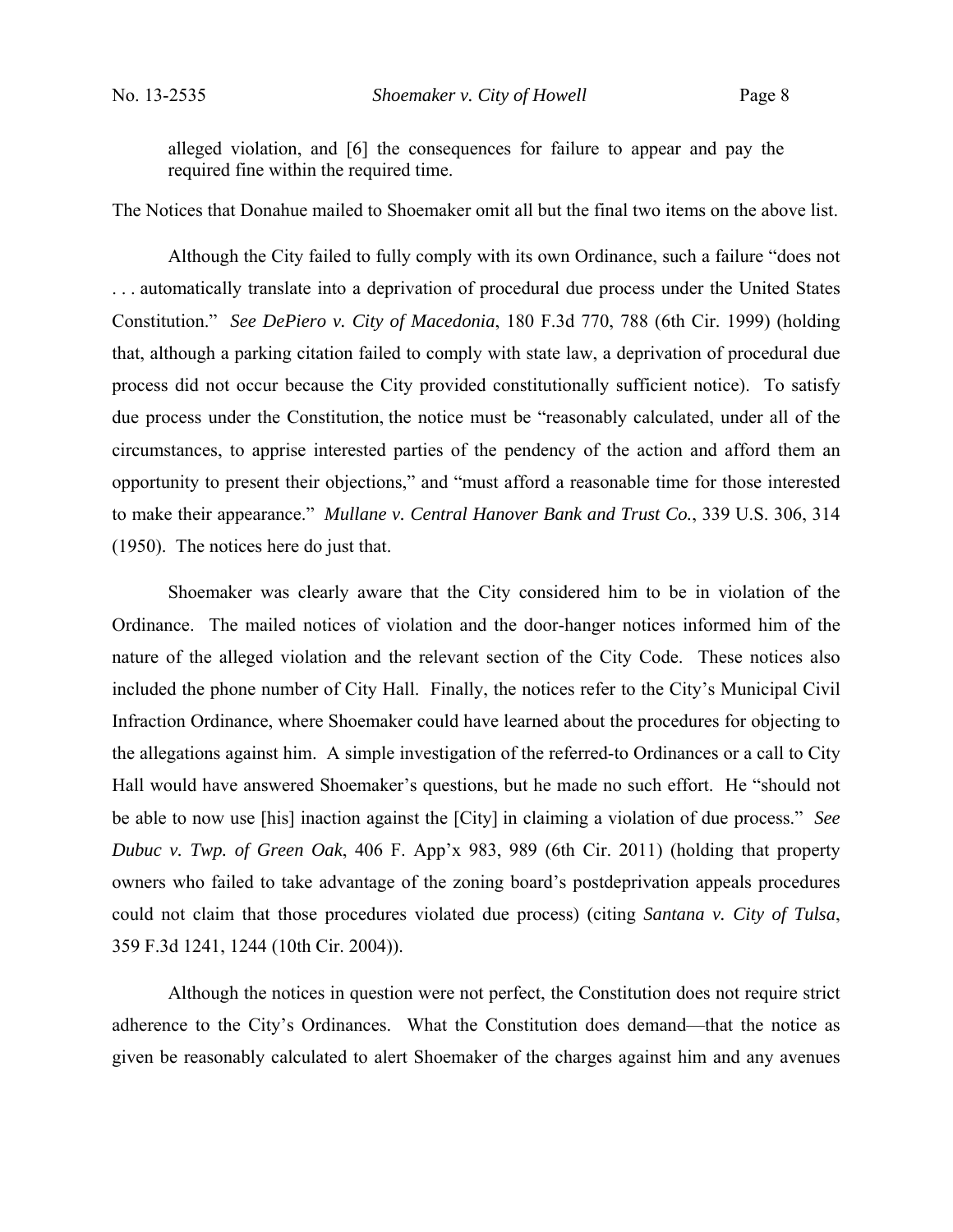alleged violation, and [6] the consequences for failure to appear and pay the required fine within the required time.

The Notices that Donahue mailed to Shoemaker omit all but the final two items on the above list.

Although the City failed to fully comply with its own Ordinance, such a failure "does not . . . automatically translate into a deprivation of procedural due process under the United States Constitution." *See DePiero v. City of Macedonia*, 180 F.3d 770, 788 (6th Cir. 1999) (holding that, although a parking citation failed to comply with state law, a deprivation of procedural due process did not occur because the City provided constitutionally sufficient notice). To satisfy due process under the Constitution, the notice must be "reasonably calculated, under all of the circumstances, to apprise interested parties of the pendency of the action and afford them an opportunity to present their objections," and "must afford a reasonable time for those interested to make their appearance." *Mullane v. Central Hanover Bank and Trust Co.*, 339 U.S. 306, 314 (1950). The notices here do just that.

Shoemaker was clearly aware that the City considered him to be in violation of the Ordinance. The mailed notices of violation and the door-hanger notices informed him of the nature of the alleged violation and the relevant section of the City Code. These notices also included the phone number of City Hall. Finally, the notices refer to the City's Municipal Civil Infraction Ordinance, where Shoemaker could have learned about the procedures for objecting to the allegations against him. A simple investigation of the referred-to Ordinances or a call to City Hall would have answered Shoemaker's questions, but he made no such effort. He "should not be able to now use [his] inaction against the [City] in claiming a violation of due process." *See Dubuc v. Twp. of Green Oak*, 406 F. App'x 983, 989 (6th Cir. 2011) (holding that property owners who failed to take advantage of the zoning board's postdeprivation appeals procedures could not claim that those procedures violated due process) (citing *Santana v. City of Tulsa*, 359 F.3d 1241, 1244 (10th Cir. 2004)).

Although the notices in question were not perfect, the Constitution does not require strict adherence to the City's Ordinances. What the Constitution does demand—that the notice as given be reasonably calculated to alert Shoemaker of the charges against him and any avenues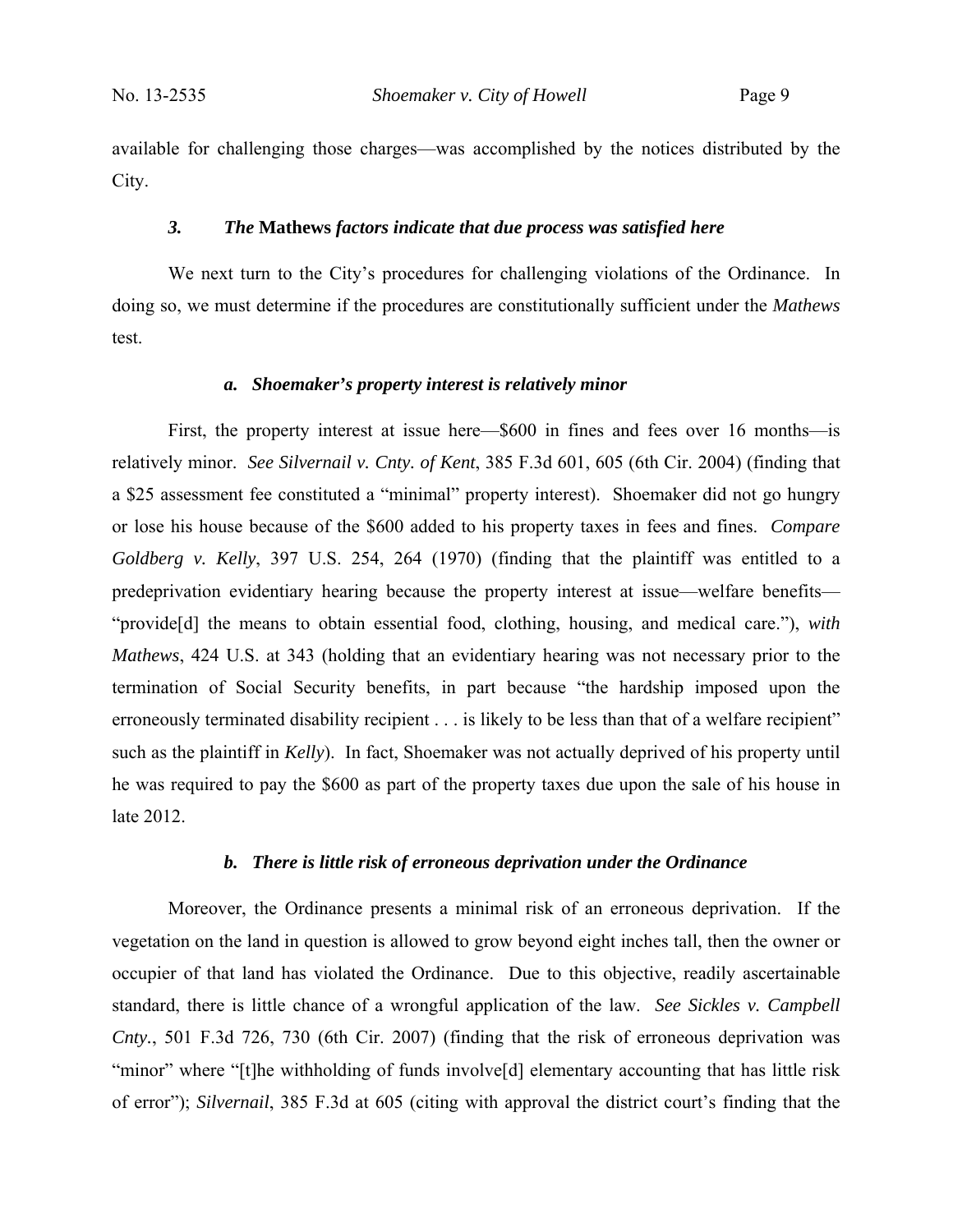available for challenging those charges—was accomplished by the notices distributed by the City.

### *3. The* **Mathews** *factors indicate that due process was satisfied here*

We next turn to the City's procedures for challenging violations of the Ordinance. In doing so, we must determine if the procedures are constitutionally sufficient under the *Mathews* test.

#### *a. Shoemaker's property interest is relatively minor*

First, the property interest at issue here—$600 in fines and fees over 16 months—is relatively minor. *See Silvernail v. Cnty. of Kent*, 385 F.3d 601, 605 (6th Cir. 2004) (finding that a $25 assessment fee constituted a "minimal" property interest). Shoemaker did not go hungry or lose his house because of the $600 added to his property taxes in fees and fines. *Compare Goldberg v. Kelly*, 397 U.S. 254, 264 (1970) (finding that the plaintiff was entitled to a predeprivation evidentiary hearing because the property interest at issue—welfare benefits—"provide[d] the means to obtain essential food, clothing, housing, and medical care."), *with Mathews*, 424 U.S. at 343 (holding that an evidentiary hearing was not necessary prior to the termination of Social Security benefits, in part because "the hardship imposed upon the erroneously terminated disability recipient . . . is likely to be less than that of a welfare recipient" such as the plaintiff in *Kelly*). In fact, Shoemaker was not actually deprived of his property until he was required to pay the $600 as part of the property taxes due upon the sale of his house in late 2012.

#### *b. There is little risk of erroneous deprivation under the Ordinance*

Moreover, the Ordinance presents a minimal risk of an erroneous deprivation. If the vegetation on the land in question is allowed to grow beyond eight inches tall, then the owner or occupier of that land has violated the Ordinance. Due to this objective, readily ascertainable standard, there is little chance of a wrongful application of the law. *See Sickles v. Campbell Cnty.*, 501 F.3d 726, 730 (6th Cir. 2007) (finding that the risk of erroneous deprivation was "minor" where "[t]he withholding of funds involve[d] elementary accounting that has little risk of error"); *Silvernail*, 385 F.3d at 605 (citing with approval the district court's finding that the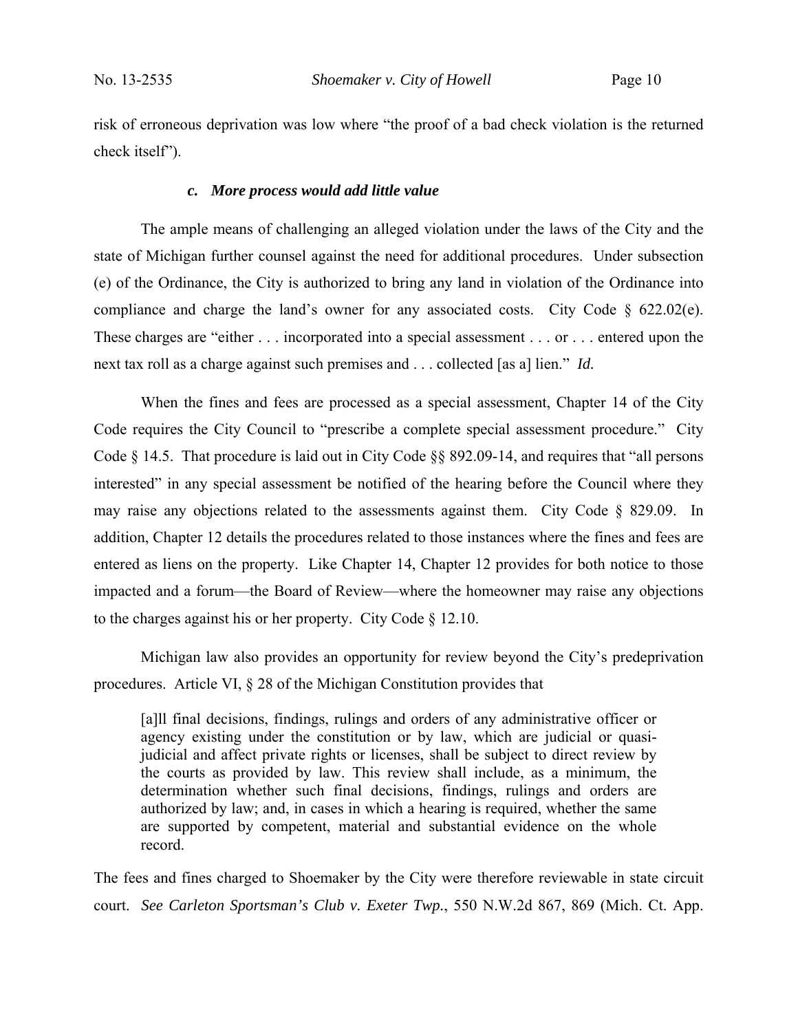risk of erroneous deprivation was low where "the proof of a bad check violation is the returned check itself").

#### *c. More process would add little value*

The ample means of challenging an alleged violation under the laws of the City and the state of Michigan further counsel against the need for additional procedures. Under subsection (e) of the Ordinance, the City is authorized to bring any land in violation of the Ordinance into compliance and charge the land's owner for any associated costs. City Code § 622.02(e). These charges are "either . . . incorporated into a special assessment . . . or . . . entered upon the next tax roll as a charge against such premises and . . . collected [as a] lien." *Id.*

When the fines and fees are processed as a special assessment, Chapter 14 of the City Code requires the City Council to "prescribe a complete special assessment procedure." City Code § 14.5. That procedure is laid out in City Code §§ 892.09-14, and requires that "all persons interested" in any special assessment be notified of the hearing before the Council where they may raise any objections related to the assessments against them. City Code § 829.09. In addition, Chapter 12 details the procedures related to those instances where the fines and fees are entered as liens on the property. Like Chapter 14, Chapter 12 provides for both notice to those impacted and a forum—the Board of Review—where the homeowner may raise any objections to the charges against his or her property. City Code § 12.10.

Michigan law also provides an opportunity for review beyond the City's predeprivation procedures. Article VI, § 28 of the Michigan Constitution provides that

> [a]ll final decisions, findings, rulings and orders of any administrative officer or agency existing under the constitution or by law, which are judicial or quasi-judicial and affect private rights or licenses, shall be subject to direct review by the courts as provided by law. This review shall include, as a minimum, the determination whether such final decisions, findings, rulings and orders are authorized by law; and, in cases in which a hearing is required, whether the same are supported by competent, material and substantial evidence on the whole record.

The fees and fines charged to Shoemaker by the City were therefore reviewable in state circuit court. *See Carleton Sportsman's Club v. Exeter Twp.*, 550 N.W.2d 867, 869 (Mich. Ct. App.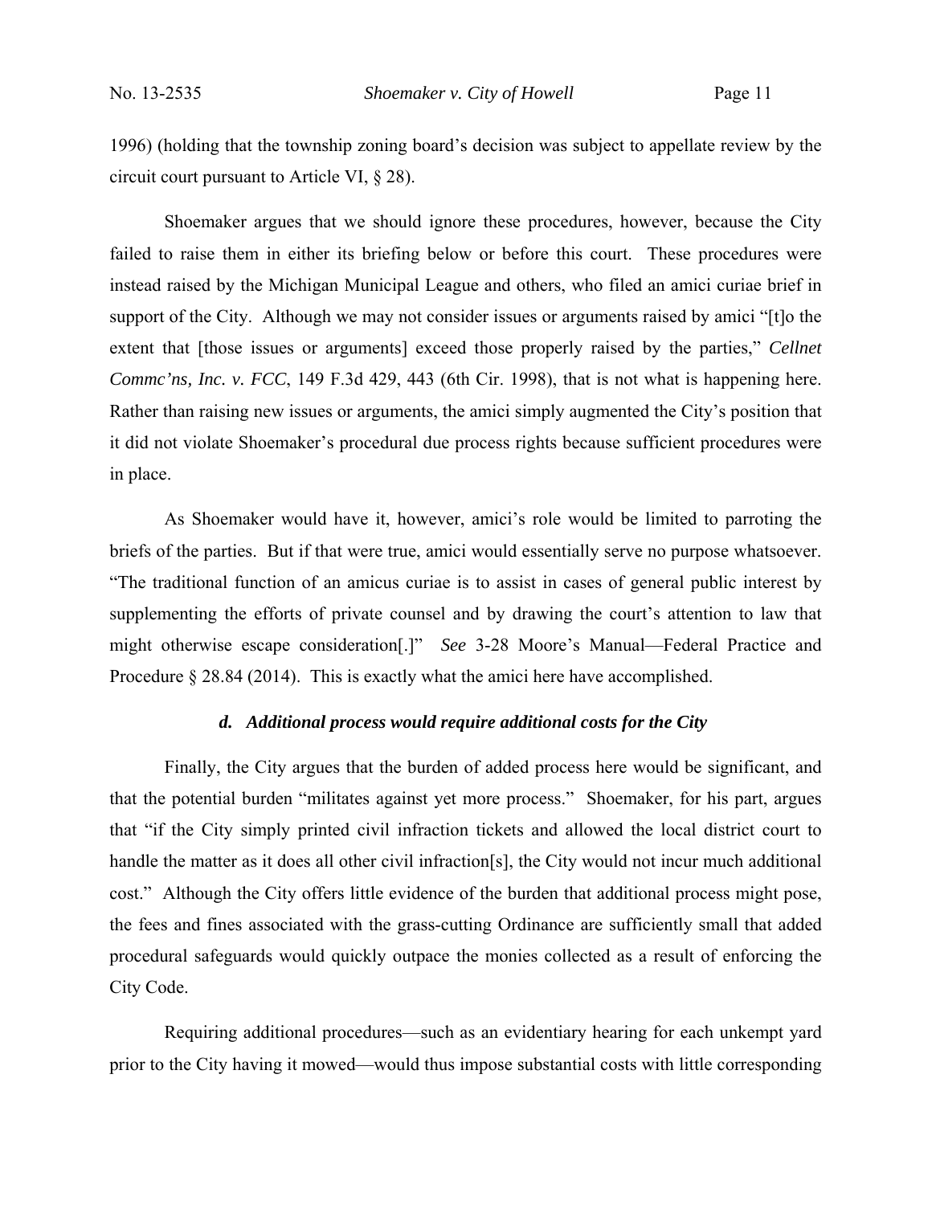1996) (holding that the township zoning board's decision was subject to appellate review by the circuit court pursuant to Article VI, § 28).

Shoemaker argues that we should ignore these procedures, however, because the City failed to raise them in either its briefing below or before this court. These procedures were instead raised by the Michigan Municipal League and others, who filed an amici curiae brief in support of the City. Although we may not consider issues or arguments raised by amici "[t]o the extent that [those issues or arguments] exceed those properly raised by the parties," *Cellnet Commc'ns, Inc. v. FCC*, 149 F.3d 429, 443 (6th Cir. 1998), that is not what is happening here. Rather than raising new issues or arguments, the amici simply augmented the City's position that it did not violate Shoemaker's procedural due process rights because sufficient procedures were in place.

As Shoemaker would have it, however, amici's role would be limited to parroting the briefs of the parties. But if that were true, amici would essentially serve no purpose whatsoever. "The traditional function of an amicus curiae is to assist in cases of general public interest by supplementing the efforts of private counsel and by drawing the court's attention to law that might otherwise escape consideration[.]" *See* 3-28 Moore's Manual—Federal Practice and Procedure § 28.84 (2014). This is exactly what the amici here have accomplished.

#### *d. Additional process would require additional costs for the City*

Finally, the City argues that the burden of added process here would be significant, and that the potential burden "militates against yet more process." Shoemaker, for his part, argues that "if the City simply printed civil infraction tickets and allowed the local district court to handle the matter as it does all other civil infraction[s], the City would not incur much additional cost." Although the City offers little evidence of the burden that additional process might pose, the fees and fines associated with the grass-cutting Ordinance are sufficiently small that added procedural safeguards would quickly outpace the monies collected as a result of enforcing the City Code.

Requiring additional procedures—such as an evidentiary hearing for each unkempt yard prior to the City having it mowed—would thus impose substantial costs with little corresponding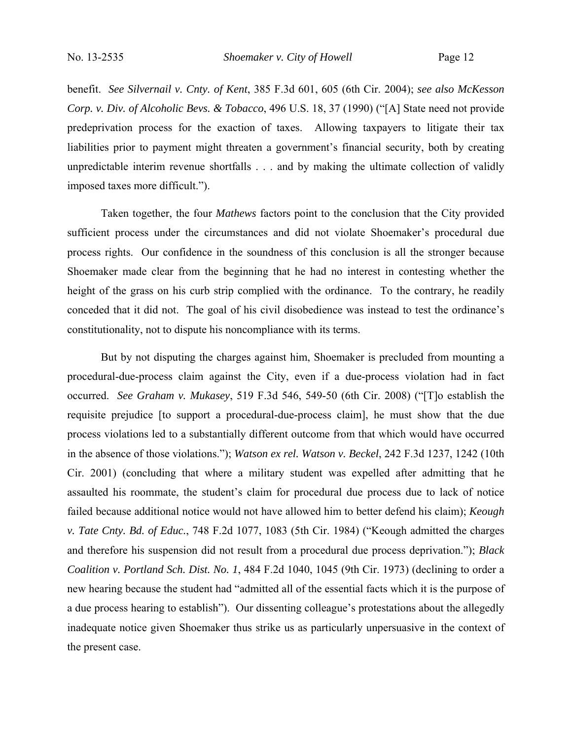benefit. *See Silvernail v. Cnty. of Kent*, 385 F.3d 601, 605 (6th Cir. 2004); *see also McKesson Corp. v. Div. of Alcoholic Bevs. & Tobacco*, 496 U.S. 18, 37 (1990) ("[A] State need not provide predeprivation process for the exaction of taxes. Allowing taxpayers to litigate their tax liabilities prior to payment might threaten a government's financial security, both by creating unpredictable interim revenue shortfalls . . . and by making the ultimate collection of validly imposed taxes more difficult.").

Taken together, the four *Mathews* factors point to the conclusion that the City provided sufficient process under the circumstances and did not violate Shoemaker's procedural due process rights. Our confidence in the soundness of this conclusion is all the stronger because Shoemaker made clear from the beginning that he had no interest in contesting whether the height of the grass on his curb strip complied with the ordinance. To the contrary, he readily conceded that it did not. The goal of his civil disobedience was instead to test the ordinance's constitutionality, not to dispute his noncompliance with its terms.

But by not disputing the charges against him, Shoemaker is precluded from mounting a procedural-due-process claim against the City, even if a due-process violation had in fact occurred. *See Graham v. Mukasey*, 519 F.3d 546, 549-50 (6th Cir. 2008) ("[T]o establish the requisite prejudice [to support a procedural-due-process claim], he must show that the due process violations led to a substantially different outcome from that which would have occurred in the absence of those violations."); *Watson ex rel. Watson v. Beckel*, 242 F.3d 1237, 1242 (10th Cir. 2001) (concluding that where a military student was expelled after admitting that he assaulted his roommate, the student's claim for procedural due process due to lack of notice failed because additional notice would not have allowed him to better defend his claim); *Keough v. Tate Cnty. Bd. of Educ.*, 748 F.2d 1077, 1083 (5th Cir. 1984) ("Keough admitted the charges and therefore his suspension did not result from a procedural due process deprivation."); *Black Coalition v. Portland Sch. Dist. No. 1*, 484 F.2d 1040, 1045 (9th Cir. 1973) (declining to order a new hearing because the student had "admitted all of the essential facts which it is the purpose of a due process hearing to establish"). Our dissenting colleague's protestations about the allegedly inadequate notice given Shoemaker thus strike us as particularly unpersuasive in the context of the present case.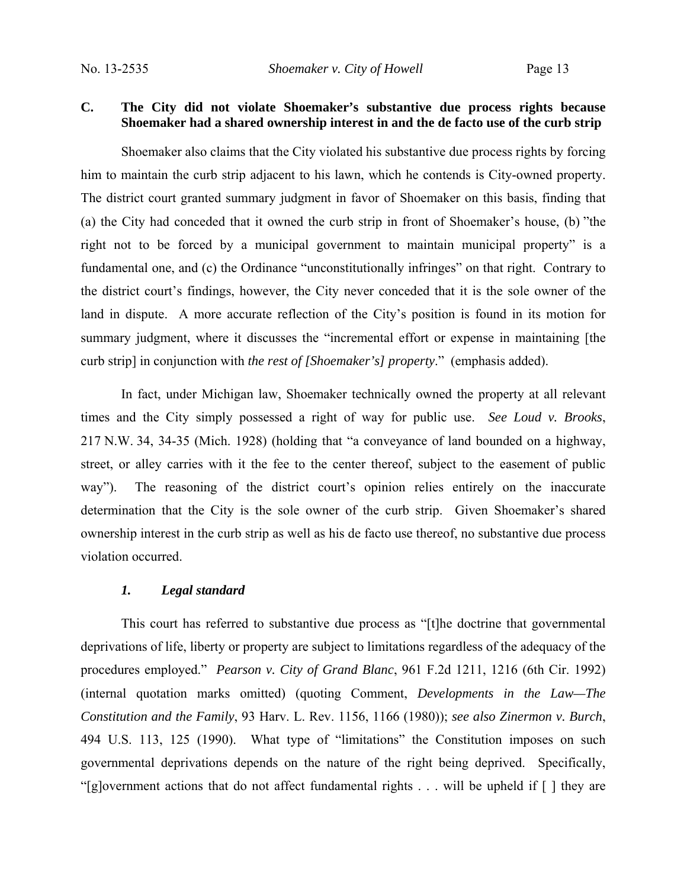### C. The City did not violate Shoemaker's substantive due process rights because Shoemaker had a shared ownership interest in and the de facto use of the curb strip

Shoemaker also claims that the City violated his substantive due process rights by forcing him to maintain the curb strip adjacent to his lawn, which he contends is City-owned property. The district court granted summary judgment in favor of Shoemaker on this basis, finding that (a) the City had conceded that it owned the curb strip in front of Shoemaker's house, (b) "the right not to be forced by a municipal government to maintain municipal property" is a fundamental one, and (c) the Ordinance "unconstitutionally infringes" on that right. Contrary to the district court's findings, however, the City never conceded that it is the sole owner of the land in dispute. A more accurate reflection of the City's position is found in its motion for summary judgment, where it discusses the "incremental effort or expense in maintaining [the curb strip] in conjunction with *the rest of [Shoemaker's] property*." (emphasis added).

In fact, under Michigan law, Shoemaker technically owned the property at all relevant times and the City simply possessed a right of way for public use. *See Loud v. Brooks*, 217 N.W. 34, 34-35 (Mich. 1928) (holding that "a conveyance of land bounded on a highway, street, or alley carries with it the fee to the center thereof, subject to the easement of public way"). The reasoning of the district court's opinion relies entirely on the inaccurate determination that the City is the sole owner of the curb strip. Given Shoemaker's shared ownership interest in the curb strip as well as his de facto use thereof, no substantive due process violation occurred.

#### *1. Legal standard*

This court has referred to substantive due process as "[t]he doctrine that governmental deprivations of life, liberty or property are subject to limitations regardless of the adequacy of the procedures employed." *Pearson v. City of Grand Blanc*, 961 F.2d 1211, 1216 (6th Cir. 1992) (internal quotation marks omitted) (quoting Comment, *Developments in the Law—The Constitution and the Family*, 93 Harv. L. Rev. 1156, 1166 (1980)); *see also Zinermon v. Burch*, 494 U.S. 113, 125 (1990). What type of "limitations" the Constitution imposes on such governmental deprivations depends on the nature of the right being deprived. Specifically, "[g]overnment actions that do not affect fundamental rights . . . will be upheld if [ ] they are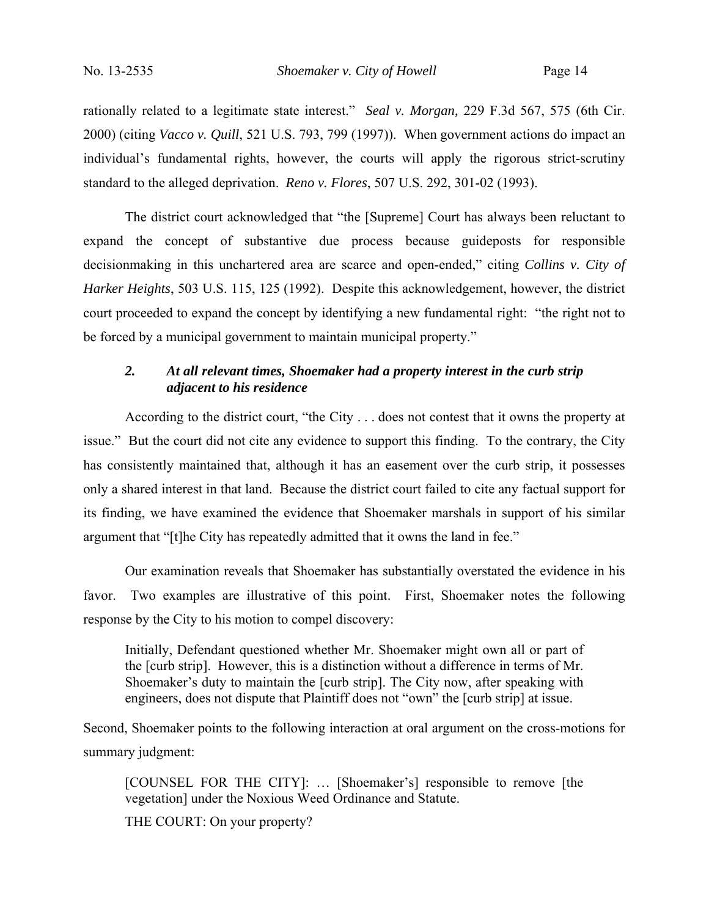rationally related to a legitimate state interest." *Seal v. Morgan,* 229 F.3d 567, 575 (6th Cir. 2000) (citing *Vacco v. Quill*, 521 U.S. 793, 799 (1997)). When government actions do impact an individual's fundamental rights, however, the courts will apply the rigorous strict-scrutiny standard to the alleged deprivation. *Reno v. Flores*, 507 U.S. 292, 301-02 (1993).

The district court acknowledged that "the [Supreme] Court has always been reluctant to expand the concept of substantive due process because guideposts for responsible decisionmaking in this unchartered area are scarce and open-ended," citing *Collins v. City of Harker Heights*, 503 U.S. 115, 125 (1992). Despite this acknowledgement, however, the district court proceeded to expand the concept by identifying a new fundamental right: "the right not to be forced by a municipal government to maintain municipal property."

### *2. At all relevant times, Shoemaker had a property interest in the curb strip adjacent to his residence*

According to the district court, "the City . . . does not contest that it owns the property at issue." But the court did not cite any evidence to support this finding. To the contrary, the City has consistently maintained that, although it has an easement over the curb strip, it possesses only a shared interest in that land. Because the district court failed to cite any factual support for its finding, we have examined the evidence that Shoemaker marshals in support of his similar argument that "[t]he City has repeatedly admitted that it owns the land in fee."

Our examination reveals that Shoemaker has substantially overstated the evidence in his favor. Two examples are illustrative of this point. First, Shoemaker notes the following response by the City to his motion to compel discovery:

> Initially, Defendant questioned whether Mr. Shoemaker might own all or part of the [curb strip]. However, this is a distinction without a difference in terms of Mr. Shoemaker's duty to maintain the [curb strip]. The City now, after speaking with engineers, does not dispute that Plaintiff does not "own" the [curb strip] at issue.

Second, Shoemaker points to the following interaction at oral argument on the cross-motions for summary judgment:

> [COUNSEL FOR THE CITY]: … [Shoemaker's] responsible to remove [the vegetation] under the Noxious Weed Ordinance and Statute.
>
> THE COURT: On your property?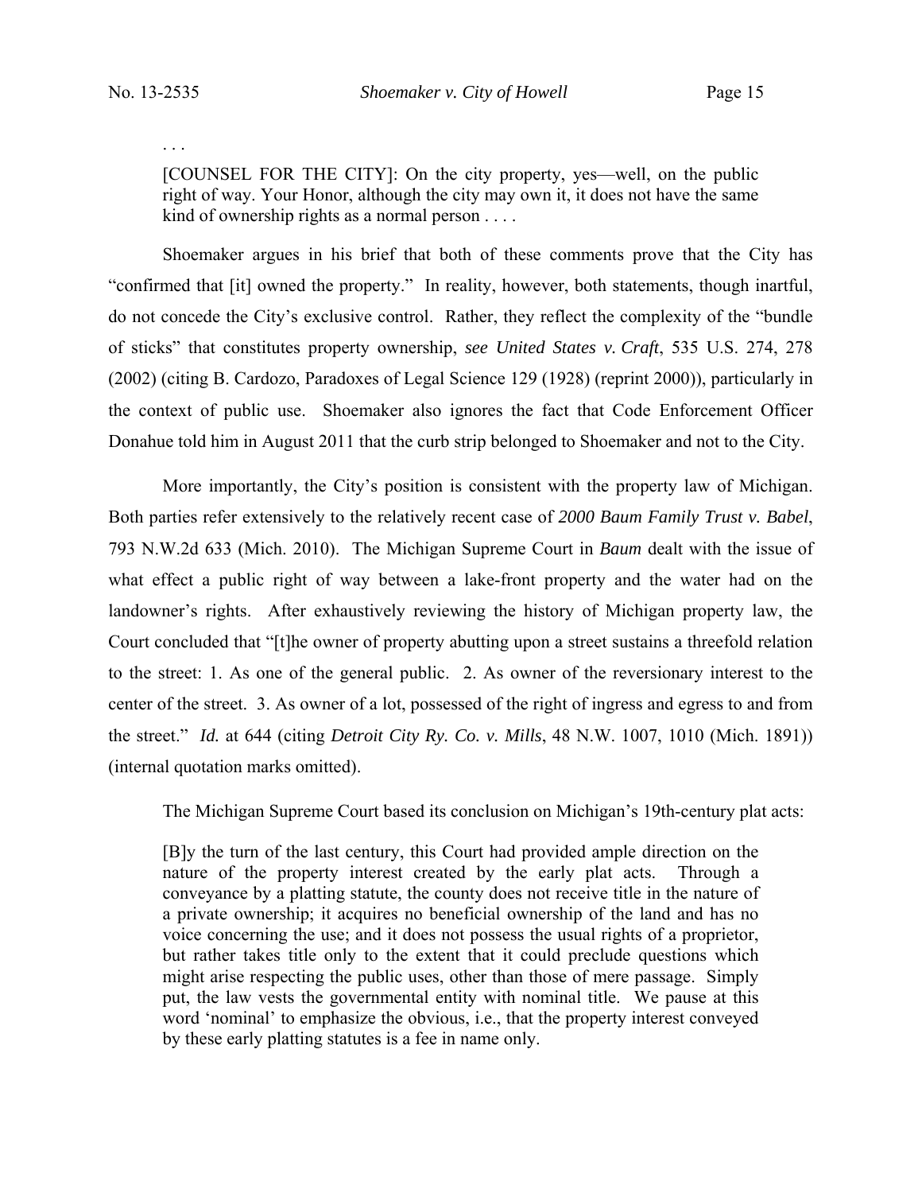. . .

> [COUNSEL FOR THE CITY]: On the city property, yes—well, on the public right of way. Your Honor, although the city may own it, it does not have the same kind of ownership rights as a normal person . . . .

Shoemaker argues in his brief that both of these comments prove that the City has "confirmed that [it] owned the property." In reality, however, both statements, though inartful, do not concede the City's exclusive control. Rather, they reflect the complexity of the "bundle of sticks" that constitutes property ownership, *see United States v. Craft*, 535 U.S. 274, 278 (2002) (citing B. Cardozo, Paradoxes of Legal Science 129 (1928) (reprint 2000)), particularly in the context of public use. Shoemaker also ignores the fact that Code Enforcement Officer Donahue told him in August 2011 that the curb strip belonged to Shoemaker and not to the City.

More importantly, the City's position is consistent with the property law of Michigan. Both parties refer extensively to the relatively recent case of *2000 Baum Family Trust v. Babel*, 793 N.W.2d 633 (Mich. 2010). The Michigan Supreme Court in *Baum* dealt with the issue of what effect a public right of way between a lake-front property and the water had on the landowner's rights. After exhaustively reviewing the history of Michigan property law, the Court concluded that "[t]he owner of property abutting upon a street sustains a threefold relation to the street: 1. As one of the general public. 2. As owner of the reversionary interest to the center of the street. 3. As owner of a lot, possessed of the right of ingress and egress to and from the street." *Id.* at 644 (citing *Detroit City Ry. Co. v. Mills*, 48 N.W. 1007, 1010 (Mich. 1891)) (internal quotation marks omitted).

The Michigan Supreme Court based its conclusion on Michigan's 19th-century plat acts:

> [B]y the turn of the last century, this Court had provided ample direction on the nature of the property interest created by the early plat acts. Through a conveyance by a platting statute, the county does not receive title in the nature of a private ownership; it acquires no beneficial ownership of the land and has no voice concerning the use; and it does not possess the usual rights of a proprietor, but rather takes title only to the extent that it could preclude questions which might arise respecting the public uses, other than those of mere passage. Simply put, the law vests the governmental entity with nominal title. We pause at this word 'nominal' to emphasize the obvious, i.e., that the property interest conveyed by these early platting statutes is a fee in name only.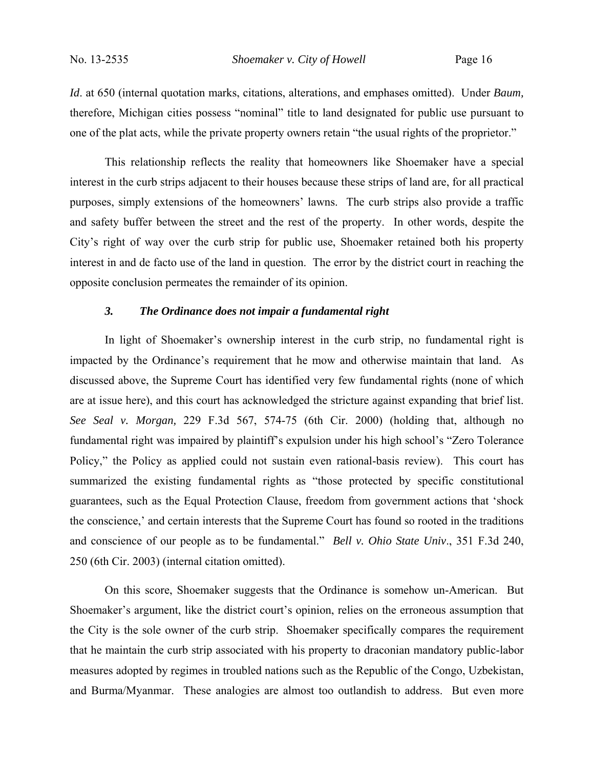*Id*. at 650 (internal quotation marks, citations, alterations, and emphases omitted). Under *Baum,* therefore, Michigan cities possess "nominal" title to land designated for public use pursuant to one of the plat acts, while the private property owners retain "the usual rights of the proprietor."

This relationship reflects the reality that homeowners like Shoemaker have a special interest in the curb strips adjacent to their houses because these strips of land are, for all practical purposes, simply extensions of the homeowners' lawns. The curb strips also provide a traffic and safety buffer between the street and the rest of the property. In other words, despite the City's right of way over the curb strip for public use, Shoemaker retained both his property interest in and de facto use of the land in question. The error by the district court in reaching the opposite conclusion permeates the remainder of its opinion.

### *3. The Ordinance does not impair a fundamental right*

In light of Shoemaker's ownership interest in the curb strip, no fundamental right is impacted by the Ordinance's requirement that he mow and otherwise maintain that land. As discussed above, the Supreme Court has identified very few fundamental rights (none of which are at issue here), and this court has acknowledged the stricture against expanding that brief list. *See Seal v. Morgan,* 229 F.3d 567, 574-75 (6th Cir. 2000) (holding that, although no fundamental right was impaired by plaintiff's expulsion under his high school's "Zero Tolerance Policy," the Policy as applied could not sustain even rational-basis review). This court has summarized the existing fundamental rights as "those protected by specific constitutional guarantees, such as the Equal Protection Clause, freedom from government actions that 'shock the conscience,' and certain interests that the Supreme Court has found so rooted in the traditions and conscience of our people as to be fundamental." *Bell v. Ohio State Univ*., 351 F.3d 240, 250 (6th Cir. 2003) (internal citation omitted).

On this score, Shoemaker suggests that the Ordinance is somehow un-American. But Shoemaker's argument, like the district court's opinion, relies on the erroneous assumption that the City is the sole owner of the curb strip. Shoemaker specifically compares the requirement that he maintain the curb strip associated with his property to draconian mandatory public-labor measures adopted by regimes in troubled nations such as the Republic of the Congo, Uzbekistan, and Burma/Myanmar. These analogies are almost too outlandish to address. But even more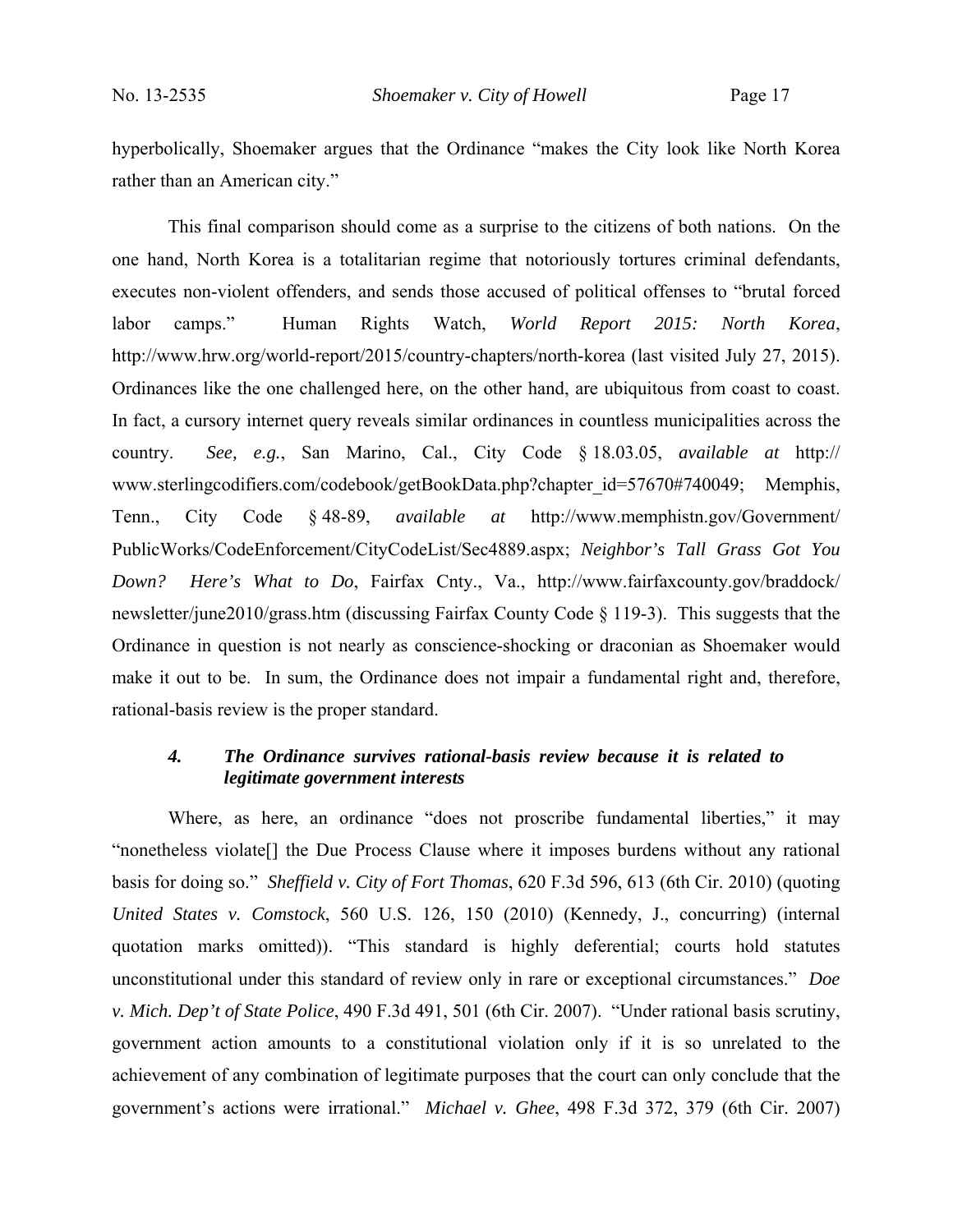hyperbolically, Shoemaker argues that the Ordinance "makes the City look like North Korea rather than an American city."

This final comparison should come as a surprise to the citizens of both nations. On the one hand, North Korea is a totalitarian regime that notoriously tortures criminal defendants, executes non-violent offenders, and sends those accused of political offenses to "brutal forced labor camps." Human Rights Watch, *World Report 2015: North Korea*, http://www.hrw.org/world-report/2015/country-chapters/north-korea (last visited July 27, 2015). Ordinances like the one challenged here, on the other hand, are ubiquitous from coast to coast. In fact, a cursory internet query reveals similar ordinances in countless municipalities across the country. *See, e.g.*, San Marino, Cal., City Code § 18.03.05, *available at* http://www.sterlingcodifiers.com/codebook/getBookData.php?chapter_id=57670#740049; Memphis, Tenn., City Code § 48-89, *available at* http://www.memphistn.gov/Government/PublicWorks/CodeEnforcement/CityCodeList/Sec4889.aspx; *Neighbor's Tall Grass Got You Down? Here's What to Do*, Fairfax Cnty., Va., http://www.fairfaxcounty.gov/braddock/newsletter/june2010/grass.htm (discussing Fairfax County Code § 119-3). This suggests that the Ordinance in question is not nearly as conscience-shocking or draconian as Shoemaker would make it out to be. In sum, the Ordinance does not impair a fundamental right and, therefore, rational-basis review is the proper standard.

#### *4. The Ordinance survives rational-basis review because it is related to legitimate government interests*

Where, as here, an ordinance "does not proscribe fundamental liberties," it may "nonetheless violate[] the Due Process Clause where it imposes burdens without any rational basis for doing so." *Sheffield v. City of Fort Thomas*, 620 F.3d 596, 613 (6th Cir. 2010) (quoting *United States v. Comstock*, 560 U.S. 126, 150 (2010) (Kennedy, J., concurring) (internal quotation marks omitted)). "This standard is highly deferential; courts hold statutes unconstitutional under this standard of review only in rare or exceptional circumstances." *Doe v. Mich. Dep't of State Police*, 490 F.3d 491, 501 (6th Cir. 2007). "Under rational basis scrutiny, government action amounts to a constitutional violation only if it is so unrelated to the achievement of any combination of legitimate purposes that the court can only conclude that the government's actions were irrational." *Michael v. Ghee*, 498 F.3d 372, 379 (6th Cir. 2007)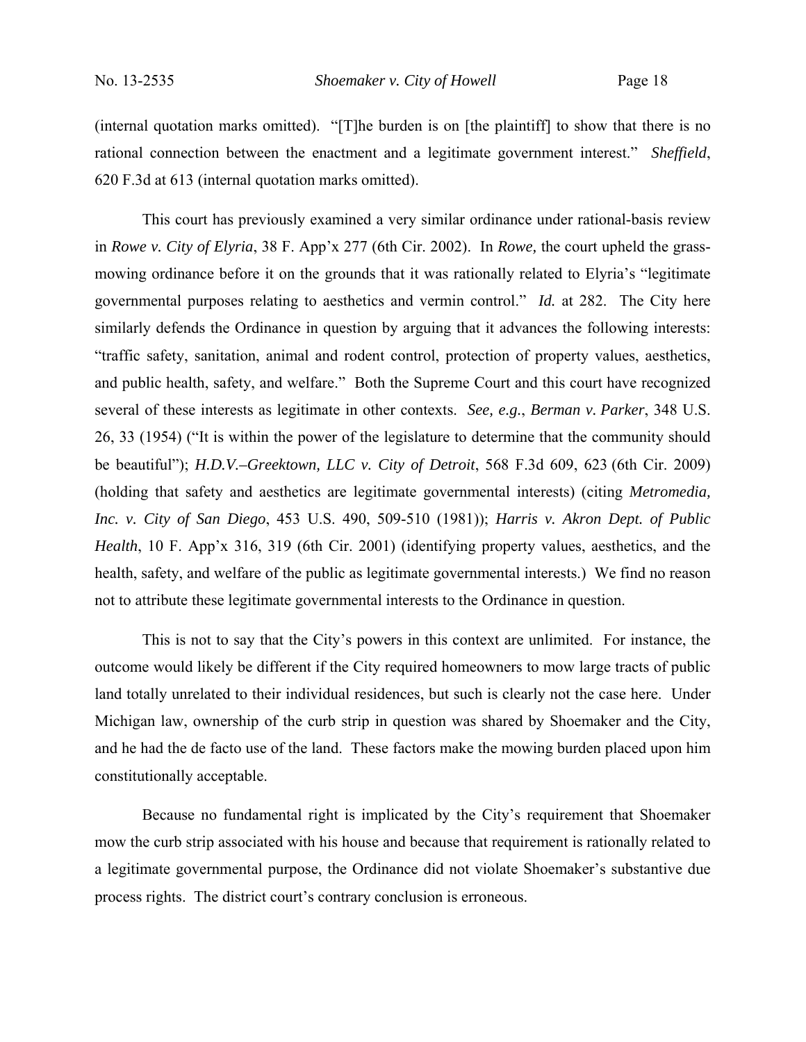(internal quotation marks omitted). "[T]he burden is on [the plaintiff] to show that there is no rational connection between the enactment and a legitimate government interest." *Sheffield*, 620 F.3d at 613 (internal quotation marks omitted).

This court has previously examined a very similar ordinance under rational-basis review in *Rowe v. City of Elyria*, 38 F. App'x 277 (6th Cir. 2002). In *Rowe,* the court upheld the grass-mowing ordinance before it on the grounds that it was rationally related to Elyria's "legitimate governmental purposes relating to aesthetics and vermin control." *Id.* at 282. The City here similarly defends the Ordinance in question by arguing that it advances the following interests: "traffic safety, sanitation, animal and rodent control, protection of property values, aesthetics, and public health, safety, and welfare." Both the Supreme Court and this court have recognized several of these interests as legitimate in other contexts. *See, e.g.*, *Berman v. Parker*, 348 U.S. 26, 33 (1954) ("It is within the power of the legislature to determine that the community should be beautiful"); *H.D.V.–Greektown, LLC v. City of Detroit*, 568 F.3d 609, 623 (6th Cir. 2009) (holding that safety and aesthetics are legitimate governmental interests) (citing *Metromedia, Inc. v. City of San Diego*, 453 U.S. 490, 509-510 (1981)); *Harris v. Akron Dept. of Public Health*, 10 F. App'x 316, 319 (6th Cir. 2001) (identifying property values, aesthetics, and the health, safety, and welfare of the public as legitimate governmental interests.) We find no reason not to attribute these legitimate governmental interests to the Ordinance in question.

This is not to say that the City's powers in this context are unlimited. For instance, the outcome would likely be different if the City required homeowners to mow large tracts of public land totally unrelated to their individual residences, but such is clearly not the case here. Under Michigan law, ownership of the curb strip in question was shared by Shoemaker and the City, and he had the de facto use of the land. These factors make the mowing burden placed upon him constitutionally acceptable.

Because no fundamental right is implicated by the City's requirement that Shoemaker mow the curb strip associated with his house and because that requirement is rationally related to a legitimate governmental purpose, the Ordinance did not violate Shoemaker's substantive due process rights. The district court's contrary conclusion is erroneous.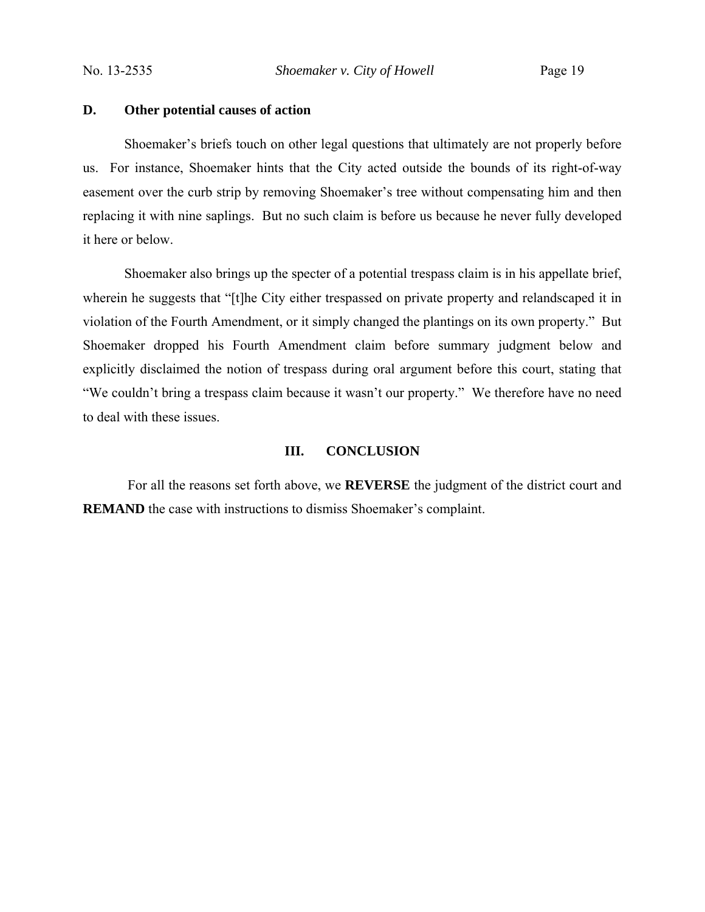### D. Other potential causes of action

Shoemaker's briefs touch on other legal questions that ultimately are not properly before us. For instance, Shoemaker hints that the City acted outside the bounds of its right-of-way easement over the curb strip by removing Shoemaker's tree without compensating him and then replacing it with nine saplings. But no such claim is before us because he never fully developed it here or below.

Shoemaker also brings up the specter of a potential trespass claim is in his appellate brief, wherein he suggests that "[t]he City either trespassed on private property and relandscaped it in violation of the Fourth Amendment, or it simply changed the plantings on its own property." But Shoemaker dropped his Fourth Amendment claim before summary judgment below and explicitly disclaimed the notion of trespass during oral argument before this court, stating that "We couldn't bring a trespass claim because it wasn't our property." We therefore have no need to deal with these issues.

## III. CONCLUSION

For all the reasons set forth above, we **REVERSE** the judgment of the district court and **REMAND** the case with instructions to dismiss Shoemaker's complaint.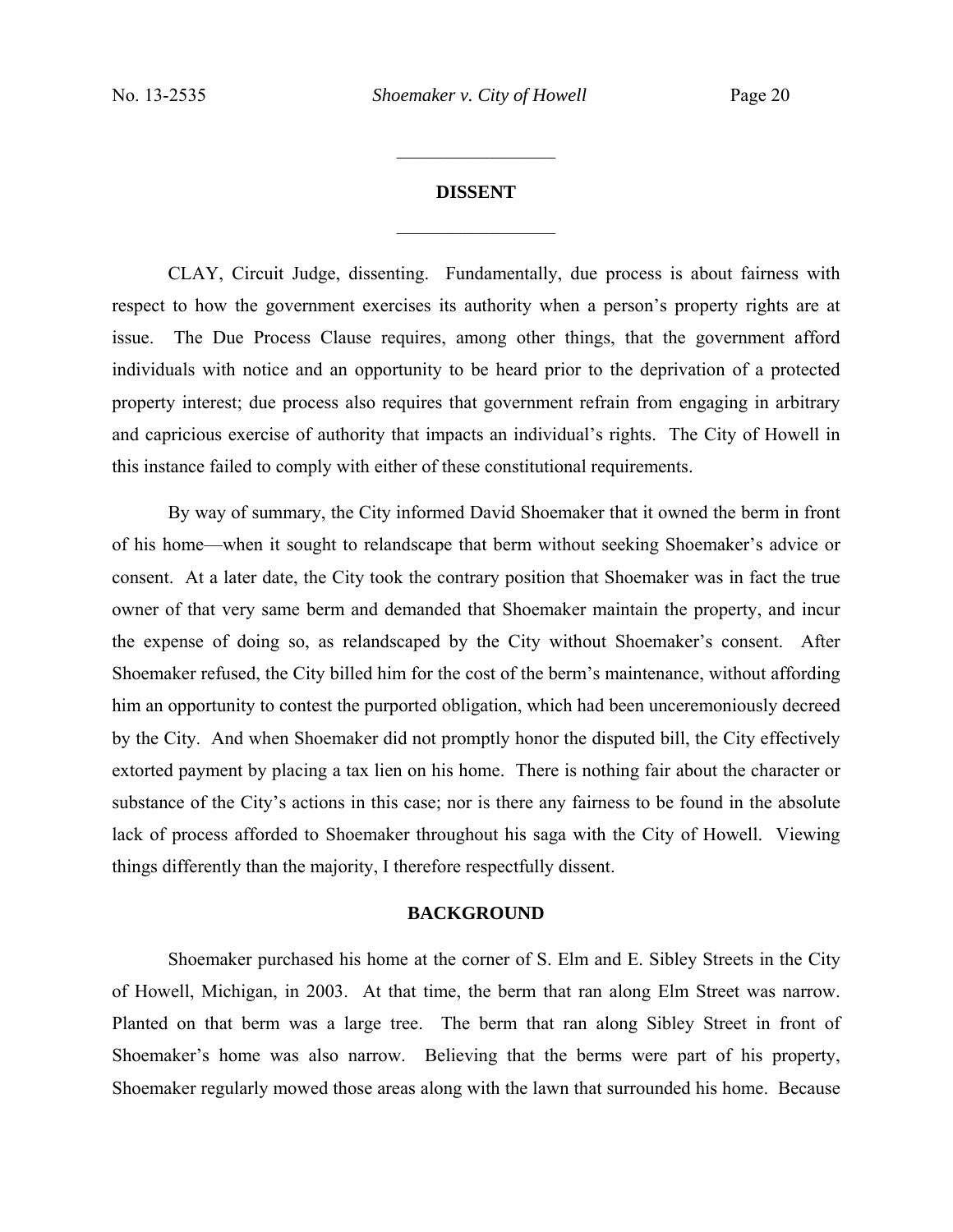## DISSENT

CLAY, Circuit Judge, dissenting. Fundamentally, due process is about fairness with respect to how the government exercises its authority when a person's property rights are at issue. The Due Process Clause requires, among other things, that the government afford individuals with notice and an opportunity to be heard prior to the deprivation of a protected property interest; due process also requires that government refrain from engaging in arbitrary and capricious exercise of authority that impacts an individual's rights. The City of Howell in this instance failed to comply with either of these constitutional requirements.

By way of summary, the City informed David Shoemaker that it owned the berm in front of his home—when it sought to relandscape that berm without seeking Shoemaker's advice or consent. At a later date, the City took the contrary position that Shoemaker was in fact the true owner of that very same berm and demanded that Shoemaker maintain the property, and incur the expense of doing so, as relandscaped by the City without Shoemaker's consent. After Shoemaker refused, the City billed him for the cost of the berm's maintenance, without affording him an opportunity to contest the purported obligation, which had been unceremoniously decreed by the City. And when Shoemaker did not promptly honor the disputed bill, the City effectively extorted payment by placing a tax lien on his home. There is nothing fair about the character or substance of the City's actions in this case; nor is there any fairness to be found in the absolute lack of process afforded to Shoemaker throughout his saga with the City of Howell. Viewing things differently than the majority, I therefore respectfully dissent.

### BACKGROUND

Shoemaker purchased his home at the corner of S. Elm and E. Sibley Streets in the City of Howell, Michigan, in 2003. At that time, the berm that ran along Elm Street was narrow. Planted on that berm was a large tree. The berm that ran along Sibley Street in front of Shoemaker's home was also narrow. Believing that the berms were part of his property, Shoemaker regularly mowed those areas along with the lawn that surrounded his home. Because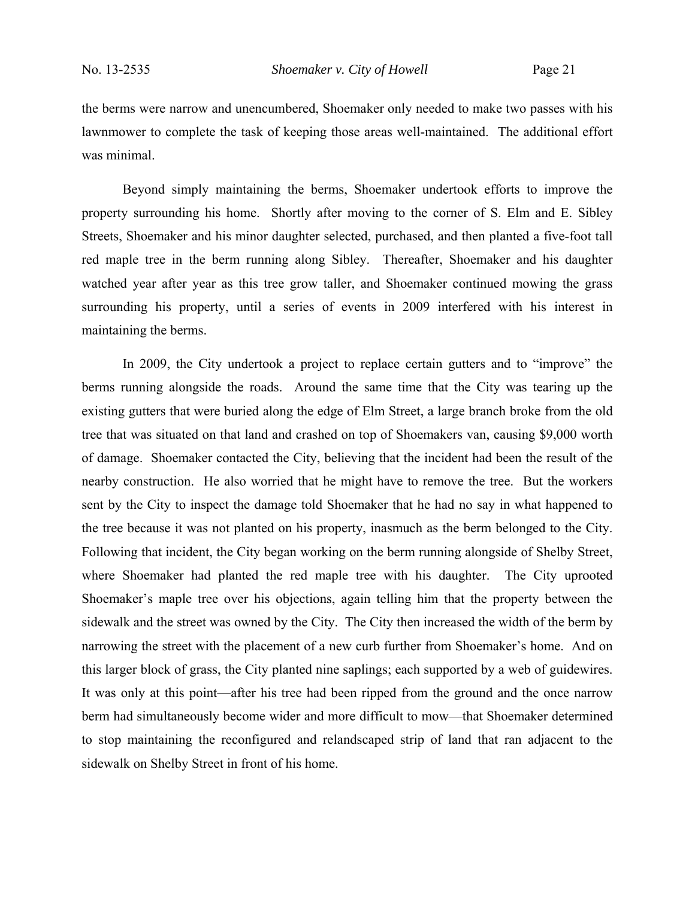the berms were narrow and unencumbered, Shoemaker only needed to make two passes with his lawnmower to complete the task of keeping those areas well-maintained. The additional effort was minimal.

Beyond simply maintaining the berms, Shoemaker undertook efforts to improve the property surrounding his home. Shortly after moving to the corner of S. Elm and E. Sibley Streets, Shoemaker and his minor daughter selected, purchased, and then planted a five-foot tall red maple tree in the berm running along Sibley. Thereafter, Shoemaker and his daughter watched year after year as this tree grow taller, and Shoemaker continued mowing the grass surrounding his property, until a series of events in 2009 interfered with his interest in maintaining the berms.

In 2009, the City undertook a project to replace certain gutters and to "improve" the berms running alongside the roads. Around the same time that the City was tearing up the existing gutters that were buried along the edge of Elm Street, a large branch broke from the old tree that was situated on that land and crashed on top of Shoemakers van, causing $9,000 worth of damage. Shoemaker contacted the City, believing that the incident had been the result of the nearby construction. He also worried that he might have to remove the tree. But the workers sent by the City to inspect the damage told Shoemaker that he had no say in what happened to the tree because it was not planted on his property, inasmuch as the berm belonged to the City. Following that incident, the City began working on the berm running alongside of Shelby Street, where Shoemaker had planted the red maple tree with his daughter. The City uprooted Shoemaker's maple tree over his objections, again telling him that the property between the sidewalk and the street was owned by the City. The City then increased the width of the berm by narrowing the street with the placement of a new curb further from Shoemaker's home. And on this larger block of grass, the City planted nine saplings; each supported by a web of guidewires. It was only at this point—after his tree had been ripped from the ground and the once narrow berm had simultaneously become wider and more difficult to mow—that Shoemaker determined to stop maintaining the reconfigured and relandscaped strip of land that ran adjacent to the sidewalk on Shelby Street in front of his home.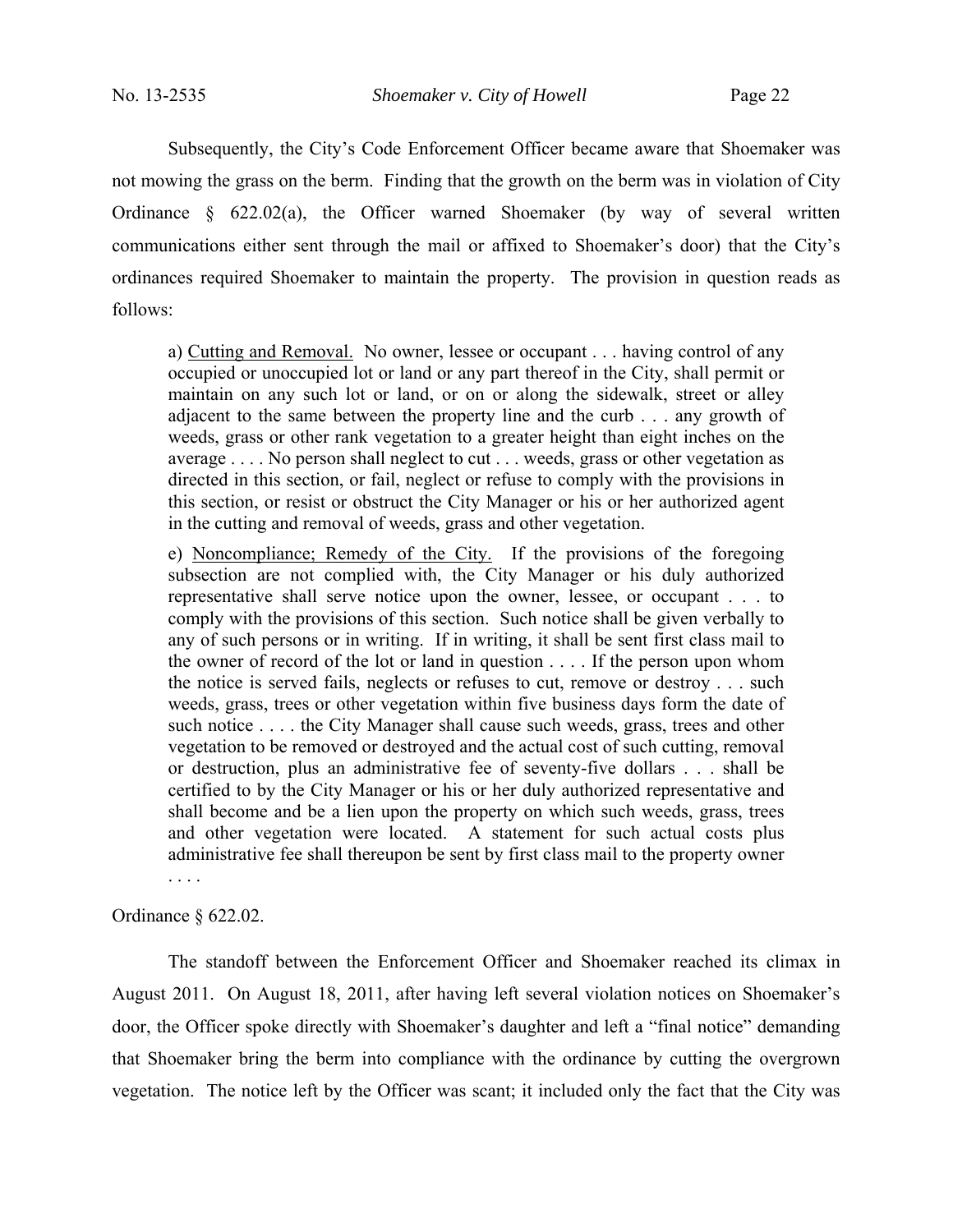Subsequently, the City's Code Enforcement Officer became aware that Shoemaker was not mowing the grass on the berm. Finding that the growth on the berm was in violation of City Ordinance § 622.02(a), the Officer warned Shoemaker (by way of several written communications either sent through the mail or affixed to Shoemaker's door) that the City's ordinances required Shoemaker to maintain the property. The provision in question reads as follows:

> a) Cutting and Removal. No owner, lessee or occupant . . . having control of any occupied or unoccupied lot or land or any part thereof in the City, shall permit or maintain on any such lot or land, or on or along the sidewalk, street or alley adjacent to the same between the property line and the curb . . . any growth of weeds, grass or other rank vegetation to a greater height than eight inches on the average . . . . No person shall neglect to cut . . . weeds, grass or other vegetation as directed in this section, or fail, neglect or refuse to comply with the provisions in this section, or resist or obstruct the City Manager or his or her authorized agent in the cutting and removal of weeds, grass and other vegetation.
>
> e) Noncompliance; Remedy of the City. If the provisions of the foregoing subsection are not complied with, the City Manager or his duly authorized representative shall serve notice upon the owner, lessee, or occupant . . . to comply with the provisions of this section. Such notice shall be given verbally to any of such persons or in writing. If in writing, it shall be sent first class mail to the owner of record of the lot or land in question . . . . If the person upon whom the notice is served fails, neglects or refuses to cut, remove or destroy . . . such weeds, grass, trees or other vegetation within five business days form the date of such notice . . . . the City Manager shall cause such weeds, grass, trees and other vegetation to be removed or destroyed and the actual cost of such cutting, removal or destruction, plus an administrative fee of seventy-five dollars . . . shall be certified to by the City Manager or his or her duly authorized representative and shall become and be a lien upon the property on which such weeds, grass, trees and other vegetation were located. A statement for such actual costs plus administrative fee shall thereupon be sent by first class mail to the property owner . . . .

Ordinance § 622.02.

The standoff between the Enforcement Officer and Shoemaker reached its climax in August 2011. On August 18, 2011, after having left several violation notices on Shoemaker's door, the Officer spoke directly with Shoemaker's daughter and left a "final notice" demanding that Shoemaker bring the berm into compliance with the ordinance by cutting the overgrown vegetation. The notice left by the Officer was scant; it included only the fact that the City was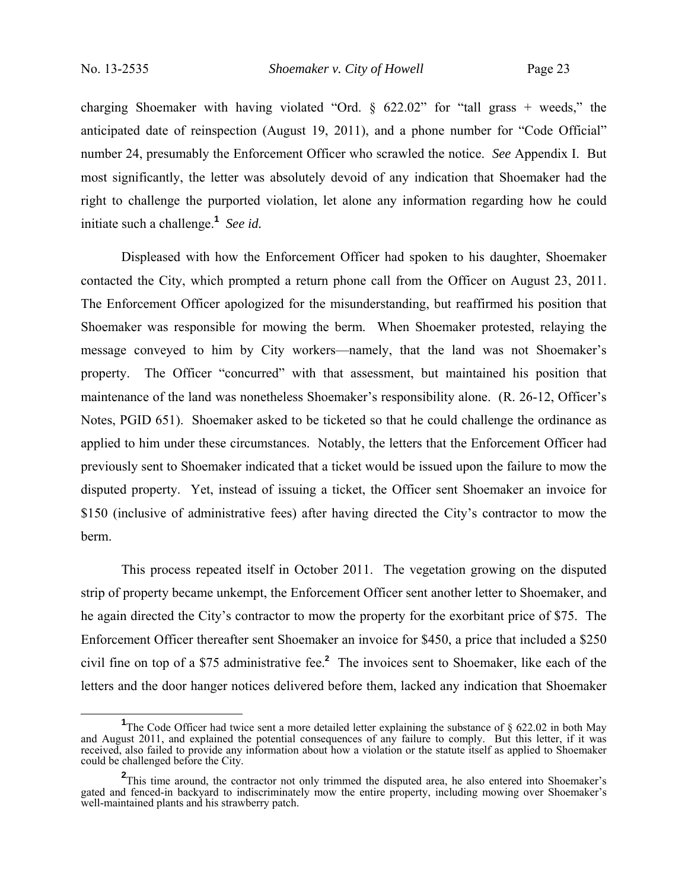charging Shoemaker with having violated "Ord. § 622.02" for "tall grass + weeds," the anticipated date of reinspection (August 19, 2011), and a phone number for "Code Official" number 24, presumably the Enforcement Officer who scrawled the notice. *See* Appendix I. But most significantly, the letter was absolutely devoid of any indication that Shoemaker had the right to challenge the purported violation, let alone any information regarding how he could initiate such a challenge.[1] *See id.*

Displeased with how the Enforcement Officer had spoken to his daughter, Shoemaker contacted the City, which prompted a return phone call from the Officer on August 23, 2011. The Enforcement Officer apologized for the misunderstanding, but reaffirmed his position that Shoemaker was responsible for mowing the berm. When Shoemaker protested, relaying the message conveyed to him by City workers—namely, that the land was not Shoemaker's property. The Officer "concurred" with that assessment, but maintained his position that maintenance of the land was nonetheless Shoemaker's responsibility alone. (R. 26-12, Officer's Notes, PGID 651). Shoemaker asked to be ticketed so that he could challenge the ordinance as applied to him under these circumstances. Notably, the letters that the Enforcement Officer had previously sent to Shoemaker indicated that a ticket would be issued upon the failure to mow the disputed property. Yet, instead of issuing a ticket, the Officer sent Shoemaker an invoice for \$150 (inclusive of administrative fees) after having directed the City's contractor to mow the berm.

This process repeated itself in October 2011. The vegetation growing on the disputed strip of property became unkempt, the Enforcement Officer sent another letter to Shoemaker, and he again directed the City's contractor to mow the property for the exorbitant price of \$75. The Enforcement Officer thereafter sent Shoemaker an invoice for \$450, a price that included a \$250 civil fine on top of a \$75 administrative fee.[2] The invoices sent to Shoemaker, like each of the letters and the door hanger notices delivered before them, lacked any indication that Shoemaker

[1] The Code Officer had twice sent a more detailed letter explaining the substance of § 622.02 in both May and August 2011, and explained the potential consequences of any failure to comply. But this letter, if it was received, also failed to provide any information about how a violation or the statute itself as applied to Shoemaker could be challenged before the City.

[2] This time around, the contractor not only trimmed the disputed area, he also entered into Shoemaker's gated and fenced-in backyard to indiscriminately mow the entire property, including mowing over Shoemaker's well-maintained plants and his strawberry patch.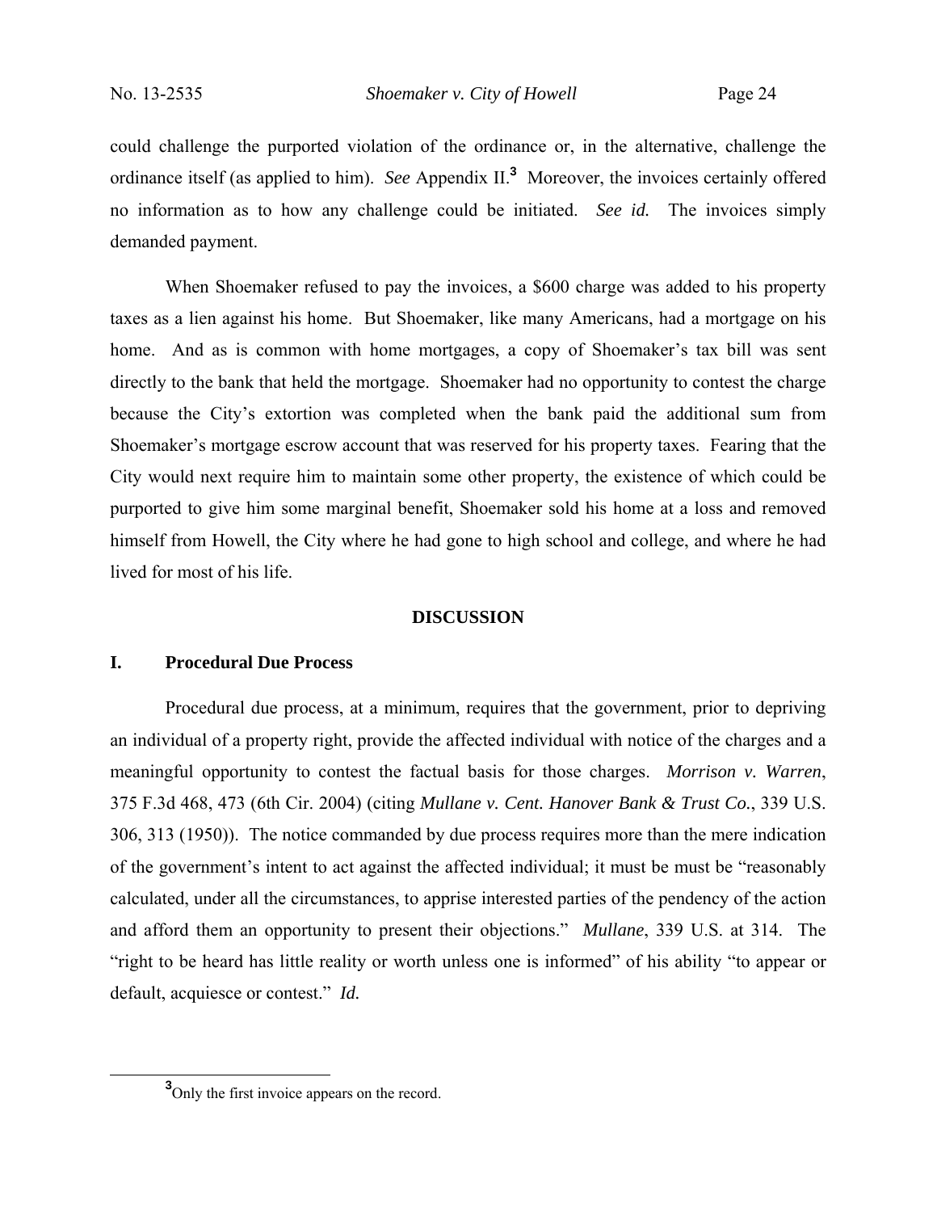could challenge the purported violation of the ordinance or, in the alternative, challenge the ordinance itself (as applied to him). *See* Appendix II.[3] Moreover, the invoices certainly offered no information as to how any challenge could be initiated. *See id.* The invoices simply demanded payment.

When Shoemaker refused to pay the invoices, a $600 charge was added to his property taxes as a lien against his home. But Shoemaker, like many Americans, had a mortgage on his home. And as is common with home mortgages, a copy of Shoemaker's tax bill was sent directly to the bank that held the mortgage. Shoemaker had no opportunity to contest the charge because the City's extortion was completed when the bank paid the additional sum from Shoemaker's mortgage escrow account that was reserved for his property taxes. Fearing that the City would next require him to maintain some other property, the existence of which could be purported to give him some marginal benefit, Shoemaker sold his home at a loss and removed himself from Howell, the City where he had gone to high school and college, and where he had lived for most of his life.

## DISCUSSION

### I. Procedural Due Process

Procedural due process, at a minimum, requires that the government, prior to depriving an individual of a property right, provide the affected individual with notice of the charges and a meaningful opportunity to contest the factual basis for those charges. *Morrison v. Warren*, 375 F.3d 468, 473 (6th Cir. 2004) (citing *Mullane v. Cent. Hanover Bank & Trust Co.*, 339 U.S. 306, 313 (1950)). The notice commanded by due process requires more than the mere indication of the government's intent to act against the affected individual; it must be must be "reasonably calculated, under all the circumstances, to apprise interested parties of the pendency of the action and afford them an opportunity to present their objections." *Mullane*, 339 U.S. at 314. The "right to be heard has little reality or worth unless one is informed" of his ability "to appear or default, acquiesce or contest." *Id.*

---

[3] Only the first invoice appears on the record.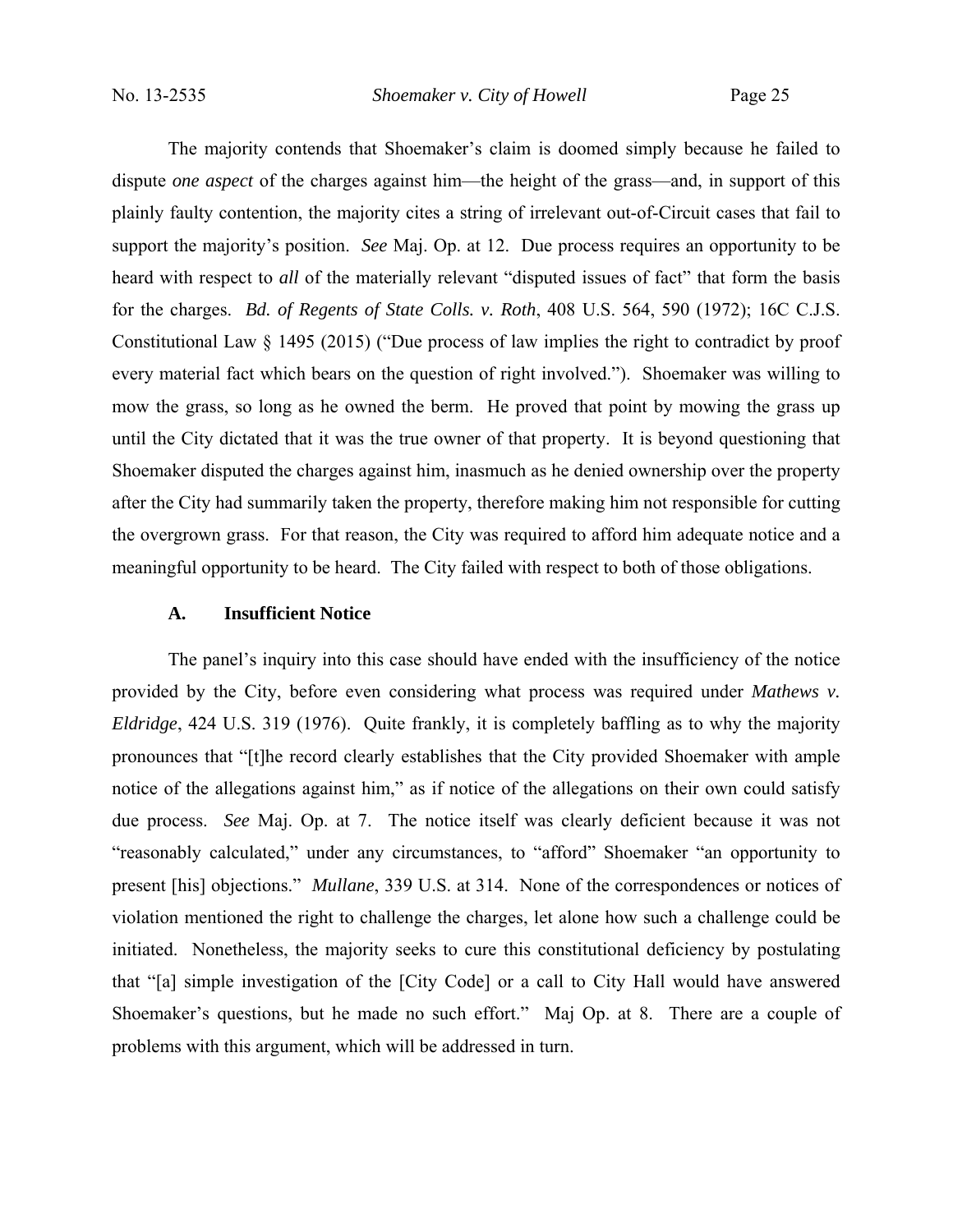The majority contends that Shoemaker's claim is doomed simply because he failed to dispute *one aspect* of the charges against him—the height of the grass—and, in support of this plainly faulty contention, the majority cites a string of irrelevant out-of-Circuit cases that fail to support the majority's position. *See* Maj. Op. at 12. Due process requires an opportunity to be heard with respect to *all* of the materially relevant "disputed issues of fact" that form the basis for the charges. *Bd. of Regents of State Colls. v. Roth*, 408 U.S. 564, 590 (1972); 16C C.J.S. Constitutional Law § 1495 (2015) ("Due process of law implies the right to contradict by proof every material fact which bears on the question of right involved."). Shoemaker was willing to mow the grass, so long as he owned the berm. He proved that point by mowing the grass up until the City dictated that it was the true owner of that property. It is beyond questioning that Shoemaker disputed the charges against him, inasmuch as he denied ownership over the property after the City had summarily taken the property, therefore making him not responsible for cutting the overgrown grass. For that reason, the City was required to afford him adequate notice and a meaningful opportunity to be heard. The City failed with respect to both of those obligations.

### A. Insufficient Notice

The panel's inquiry into this case should have ended with the insufficiency of the notice provided by the City, before even considering what process was required under *Mathews v. Eldridge*, 424 U.S. 319 (1976). Quite frankly, it is completely baffling as to why the majority pronounces that "[t]he record clearly establishes that the City provided Shoemaker with ample notice of the allegations against him," as if notice of the allegations on their own could satisfy due process. *See* Maj. Op. at 7. The notice itself was clearly deficient because it was not "reasonably calculated," under any circumstances, to "afford" Shoemaker "an opportunity to present [his] objections." *Mullane*, 339 U.S. at 314. None of the correspondences or notices of violation mentioned the right to challenge the charges, let alone how such a challenge could be initiated. Nonetheless, the majority seeks to cure this constitutional deficiency by postulating that "[a] simple investigation of the [City Code] or a call to City Hall would have answered Shoemaker's questions, but he made no such effort." Maj Op. at 8. There are a couple of problems with this argument, which will be addressed in turn.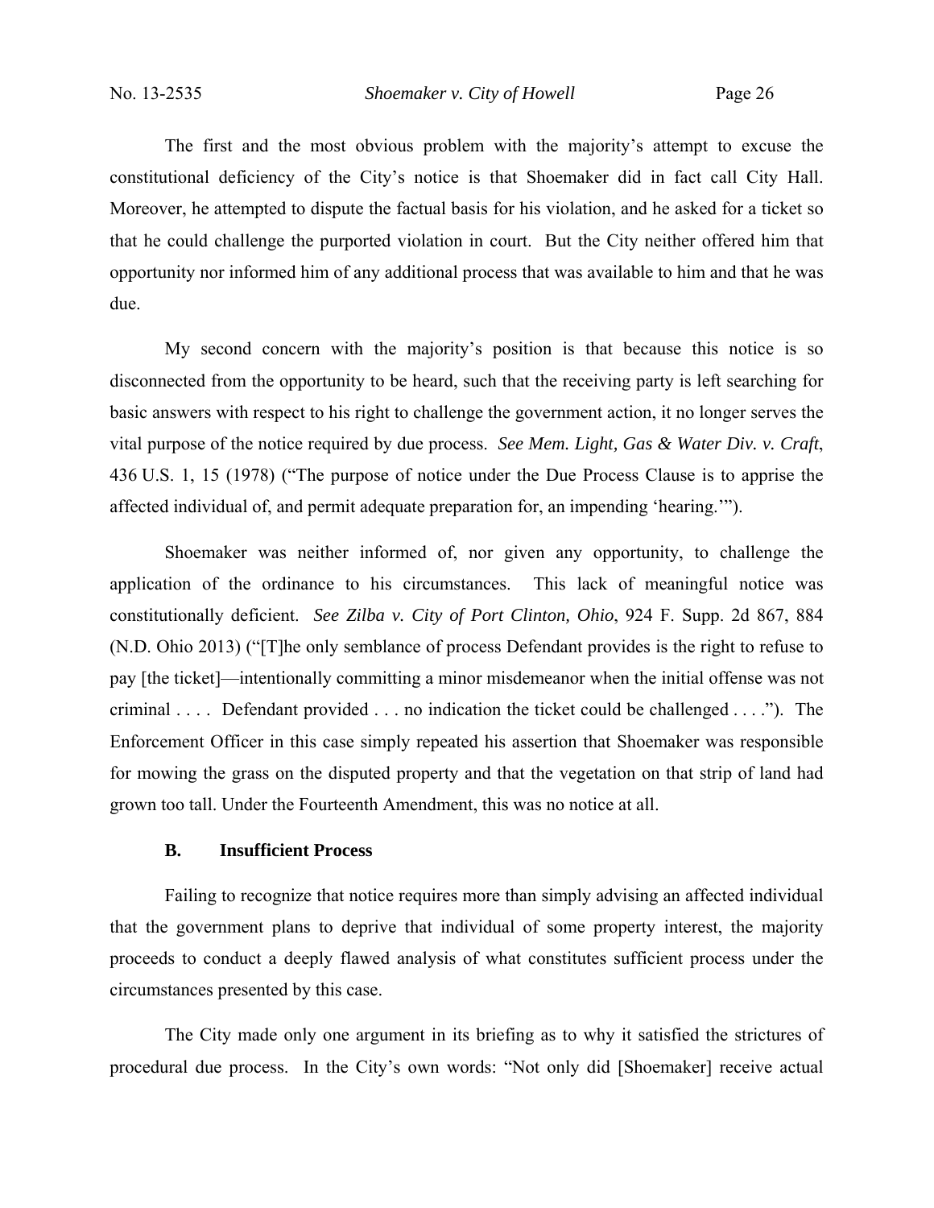The first and the most obvious problem with the majority's attempt to excuse the constitutional deficiency of the City's notice is that Shoemaker did in fact call City Hall. Moreover, he attempted to dispute the factual basis for his violation, and he asked for a ticket so that he could challenge the purported violation in court. But the City neither offered him that opportunity nor informed him of any additional process that was available to him and that he was due.

My second concern with the majority's position is that because this notice is so disconnected from the opportunity to be heard, such that the receiving party is left searching for basic answers with respect to his right to challenge the government action, it no longer serves the vital purpose of the notice required by due process. *See Mem. Light, Gas & Water Div. v. Craft*, 436 U.S. 1, 15 (1978) ("The purpose of notice under the Due Process Clause is to apprise the affected individual of, and permit adequate preparation for, an impending 'hearing.'").

Shoemaker was neither informed of, nor given any opportunity, to challenge the application of the ordinance to his circumstances. This lack of meaningful notice was constitutionally deficient. *See Zilba v. City of Port Clinton, Ohio*, 924 F. Supp. 2d 867, 884 (N.D. Ohio 2013) ("[T]he only semblance of process Defendant provides is the right to refuse to pay [the ticket]—intentionally committing a minor misdemeanor when the initial offense was not criminal . . . . Defendant provided . . . no indication the ticket could be challenged . . . ."). The Enforcement Officer in this case simply repeated his assertion that Shoemaker was responsible for mowing the grass on the disputed property and that the vegetation on that strip of land had grown too tall. Under the Fourteenth Amendment, this was no notice at all.

### B. Insufficient Process

Failing to recognize that notice requires more than simply advising an affected individual that the government plans to deprive that individual of some property interest, the majority proceeds to conduct a deeply flawed analysis of what constitutes sufficient process under the circumstances presented by this case.

The City made only one argument in its briefing as to why it satisfied the strictures of procedural due process. In the City's own words: "Not only did [Shoemaker] receive actual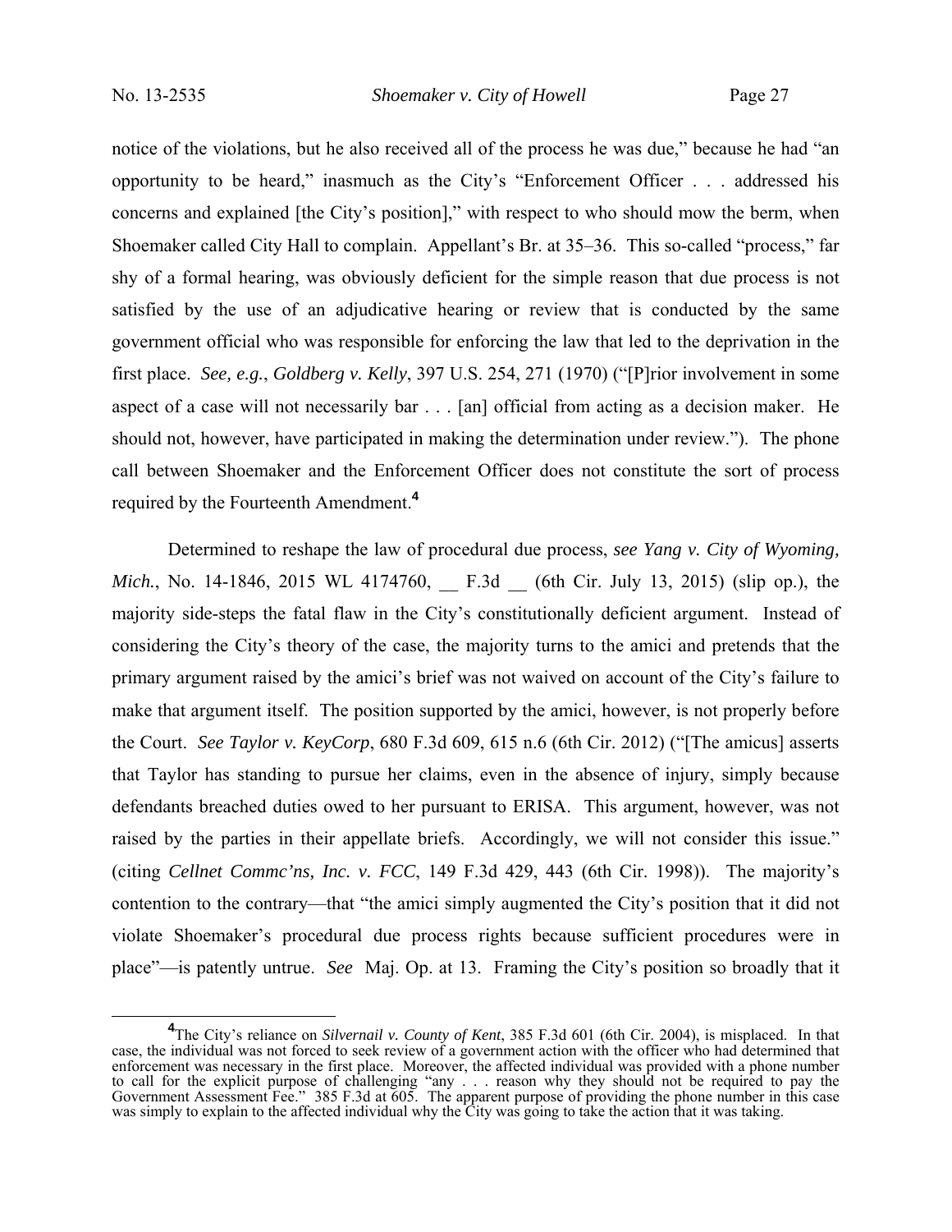notice of the violations, but he also received all of the process he was due," because he had "an opportunity to be heard," inasmuch as the City's "Enforcement Officer . . . addressed his concerns and explained [the City's position]," with respect to who should mow the berm, when Shoemaker called City Hall to complain. Appellant's Br. at 35–36. This so-called "process," far shy of a formal hearing, was obviously deficient for the simple reason that due process is not satisfied by the use of an adjudicative hearing or review that is conducted by the same government official who was responsible for enforcing the law that led to the deprivation in the first place. *See, e.g.*, *Goldberg v. Kelly*, 397 U.S. 254, 271 (1970) ("[P]rior involvement in some aspect of a case will not necessarily bar . . . [an] official from acting as a decision maker. He should not, however, have participated in making the determination under review."). The phone call between Shoemaker and the Enforcement Officer does not constitute the sort of process required by the Fourteenth Amendment.[4]

Determined to reshape the law of procedural due process, *see Yang v. City of Wyoming, Mich.*, No. 14-1846, 2015 WL 4174760, __ F.3d __ (6th Cir. July 13, 2015) (slip op.), the majority side-steps the fatal flaw in the City's constitutionally deficient argument. Instead of considering the City's theory of the case, the majority turns to the amici and pretends that the primary argument raised by the amici's brief was not waived on account of the City's failure to make that argument itself. The position supported by the amici, however, is not properly before the Court. *See Taylor v. KeyCorp*, 680 F.3d 609, 615 n.6 (6th Cir. 2012) ("[The amicus] asserts that Taylor has standing to pursue her claims, even in the absence of injury, simply because defendants breached duties owed to her pursuant to ERISA. This argument, however, was not raised by the parties in their appellate briefs. Accordingly, we will not consider this issue." (citing *Cellnet Commc'ns, Inc. v. FCC*, 149 F.3d 429, 443 (6th Cir. 1998)). The majority's contention to the contrary—that "the amici simply augmented the City's position that it did not violate Shoemaker's procedural due process rights because sufficient procedures were in place"—is patently untrue. *See* Maj. Op. at 13. Framing the City's position so broadly that it

---

[4]The City's reliance on *Silvernail v. County of Kent*, 385 F.3d 601 (6th Cir. 2004), is misplaced. In that case, the individual was not forced to seek review of a government action with the officer who had determined that enforcement was necessary in the first place. Moreover, the affected individual was provided with a phone number to call for the explicit purpose of challenging "any . . . reason why they should not be required to pay the Government Assessment Fee." 385 F.3d at 605. The apparent purpose of providing the phone number in this case was simply to explain to the affected individual why the City was going to take the action that it was taking.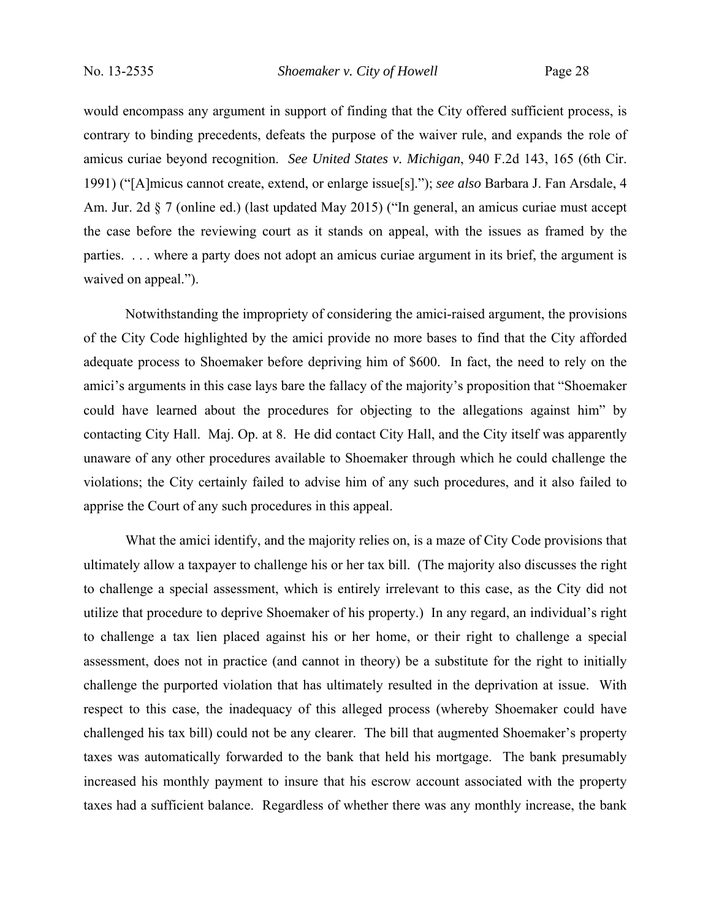would encompass any argument in support of finding that the City offered sufficient process, is contrary to binding precedents, defeats the purpose of the waiver rule, and expands the role of amicus curiae beyond recognition. *See United States v. Michigan*, 940 F.2d 143, 165 (6th Cir. 1991) ("[A]micus cannot create, extend, or enlarge issue[s]."); *see also* Barbara J. Fan Arsdale, 4 Am. Jur. 2d § 7 (online ed.) (last updated May 2015) ("In general, an amicus curiae must accept the case before the reviewing court as it stands on appeal, with the issues as framed by the parties. . . . where a party does not adopt an amicus curiae argument in its brief, the argument is waived on appeal.").

Notwithstanding the impropriety of considering the amici-raised argument, the provisions of the City Code highlighted by the amici provide no more bases to find that the City afforded adequate process to Shoemaker before depriving him of $600. In fact, the need to rely on the amici's arguments in this case lays bare the fallacy of the majority's proposition that "Shoemaker could have learned about the procedures for objecting to the allegations against him" by contacting City Hall. Maj. Op. at 8. He did contact City Hall, and the City itself was apparently unaware of any other procedures available to Shoemaker through which he could challenge the violations; the City certainly failed to advise him of any such procedures, and it also failed to apprise the Court of any such procedures in this appeal.

What the amici identify, and the majority relies on, is a maze of City Code provisions that ultimately allow a taxpayer to challenge his or her tax bill. (The majority also discusses the right to challenge a special assessment, which is entirely irrelevant to this case, as the City did not utilize that procedure to deprive Shoemaker of his property.) In any regard, an individual's right to challenge a tax lien placed against his or her home, or their right to challenge a special assessment, does not in practice (and cannot in theory) be a substitute for the right to initially challenge the purported violation that has ultimately resulted in the deprivation at issue. With respect to this case, the inadequacy of this alleged process (whereby Shoemaker could have challenged his tax bill) could not be any clearer. The bill that augmented Shoemaker's property taxes was automatically forwarded to the bank that held his mortgage. The bank presumably increased his monthly payment to insure that his escrow account associated with the property taxes had a sufficient balance. Regardless of whether there was any monthly increase, the bank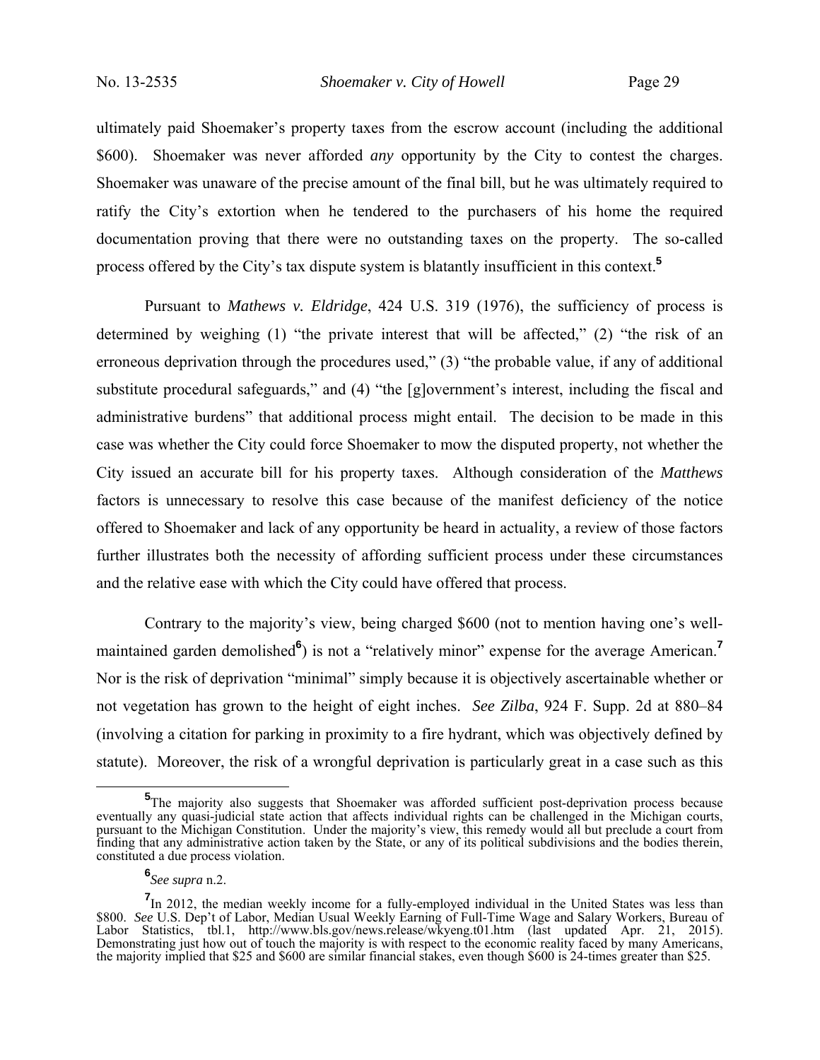ultimately paid Shoemaker's property taxes from the escrow account (including the additional \$600). Shoemaker was never afforded *any* opportunity by the City to contest the charges. Shoemaker was unaware of the precise amount of the final bill, but he was ultimately required to ratify the City's extortion when he tendered to the purchasers of his home the required documentation proving that there were no outstanding taxes on the property. The so-called process offered by the City's tax dispute system is blatantly insufficient in this context.[5]

Pursuant to *Mathews v. Eldridge*, 424 U.S. 319 (1976), the sufficiency of process is determined by weighing (1) "the private interest that will be affected," (2) "the risk of an erroneous deprivation through the procedures used," (3) "the probable value, if any of additional substitute procedural safeguards," and (4) "the [g]overnment's interest, including the fiscal and administrative burdens" that additional process might entail. The decision to be made in this case was whether the City could force Shoemaker to mow the disputed property, not whether the City issued an accurate bill for his property taxes. Although consideration of the *Matthews* factors is unnecessary to resolve this case because of the manifest deficiency of the notice offered to Shoemaker and lack of any opportunity be heard in actuality, a review of those factors further illustrates both the necessity of affording sufficient process under these circumstances and the relative ease with which the City could have offered that process.

Contrary to the majority's view, being charged \$600 (not to mention having one's well-maintained garden demolished[6]) is not a "relatively minor" expense for the average American.[7] Nor is the risk of deprivation "minimal" simply because it is objectively ascertainable whether or not vegetation has grown to the height of eight inches. *See Zilba*, 924 F. Supp. 2d at 880–84 (involving a citation for parking in proximity to a fire hydrant, which was objectively defined by statute). Moreover, the risk of a wrongful deprivation is particularly great in a case such as this

---

[5]The majority also suggests that Shoemaker was afforded sufficient post-deprivation process because eventually any quasi-judicial state action that affects individual rights can be challenged in the Michigan courts, pursuant to the Michigan Constitution. Under the majority's view, this remedy would all but preclude a court from finding that any administrative action taken by the State, or any of its political subdivisions and the bodies therein, constituted a due process violation.

[6]*See supra* n.2.

[7]In 2012, the median weekly income for a fully-employed individual in the United States was less than \$800. *See* U.S. Dep't of Labor, Median Usual Weekly Earning of Full-Time Wage and Salary Workers, Bureau of Labor Statistics, tbl.1, http://www.bls.gov/news.release/wkyeng.t01.htm (last updated Apr. 21, 2015). Demonstrating just how out of touch the majority is with respect to the economic reality faced by many Americans, the majority implied that \$25 and \$600 are similar financial stakes, even though \$600 is 24-times greater than \$25.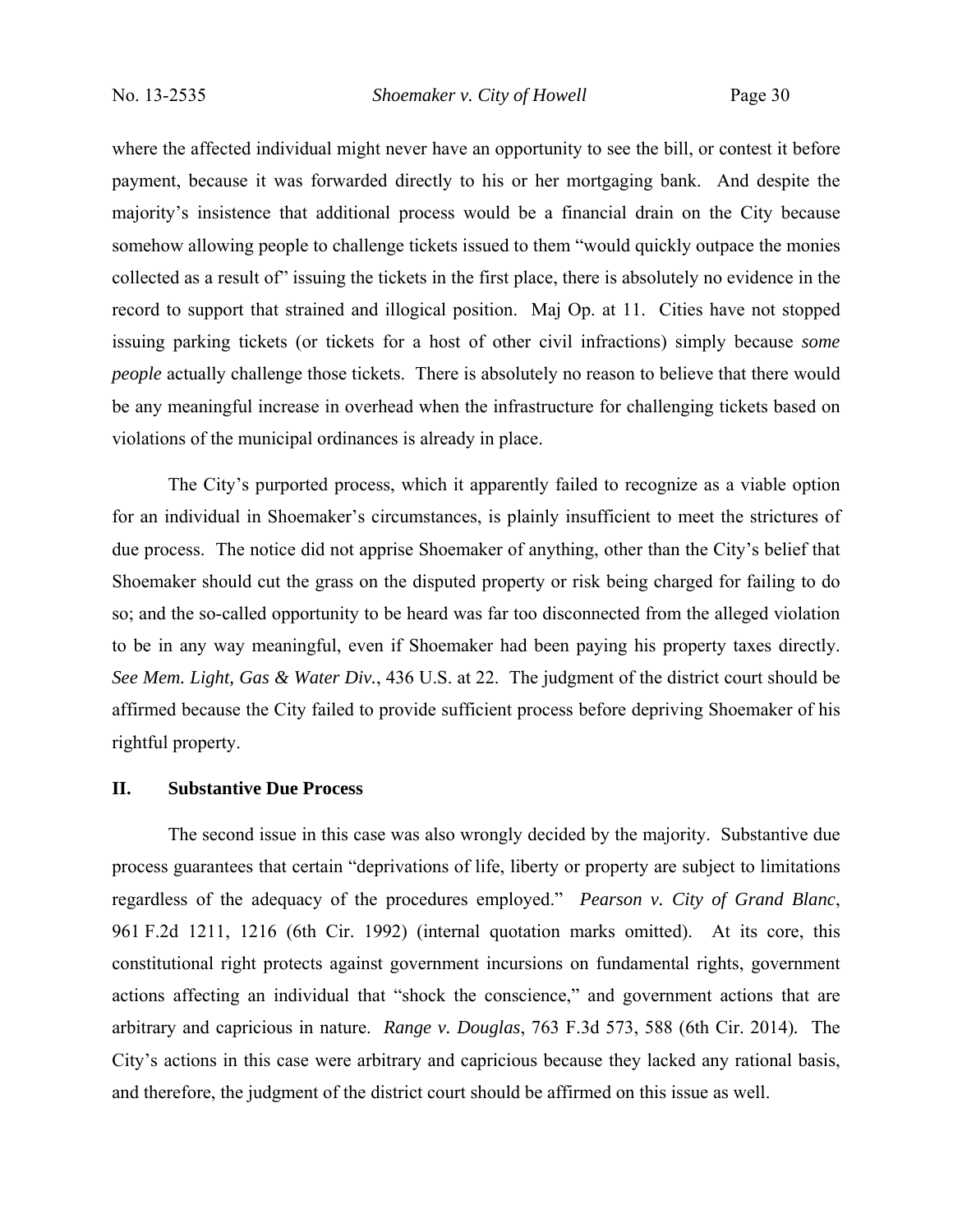where the affected individual might never have an opportunity to see the bill, or contest it before payment, because it was forwarded directly to his or her mortgaging bank. And despite the majority's insistence that additional process would be a financial drain on the City because somehow allowing people to challenge tickets issued to them "would quickly outpace the monies collected as a result of" issuing the tickets in the first place, there is absolutely no evidence in the record to support that strained and illogical position. Maj Op. at 11. Cities have not stopped issuing parking tickets (or tickets for a host of other civil infractions) simply because *some people* actually challenge those tickets. There is absolutely no reason to believe that there would be any meaningful increase in overhead when the infrastructure for challenging tickets based on violations of the municipal ordinances is already in place.

The City's purported process, which it apparently failed to recognize as a viable option for an individual in Shoemaker's circumstances, is plainly insufficient to meet the strictures of due process. The notice did not apprise Shoemaker of anything, other than the City's belief that Shoemaker should cut the grass on the disputed property or risk being charged for failing to do so; and the so-called opportunity to be heard was far too disconnected from the alleged violation to be in any way meaningful, even if Shoemaker had been paying his property taxes directly. *See Mem. Light, Gas & Water Div.*, 436 U.S. at 22. The judgment of the district court should be affirmed because the City failed to provide sufficient process before depriving Shoemaker of his rightful property.

## II. Substantive Due Process

The second issue in this case was also wrongly decided by the majority. Substantive due process guarantees that certain "deprivations of life, liberty or property are subject to limitations regardless of the adequacy of the procedures employed." *Pearson v. City of Grand Blanc*, 961 F.2d 1211, 1216 (6th Cir. 1992) (internal quotation marks omitted). At its core, this constitutional right protects against government incursions on fundamental rights, government actions affecting an individual that "shock the conscience," and government actions that are arbitrary and capricious in nature. *Range v. Douglas*, 763 F.3d 573, 588 (6th Cir. 2014). The City's actions in this case were arbitrary and capricious because they lacked any rational basis, and therefore, the judgment of the district court should be affirmed on this issue as well.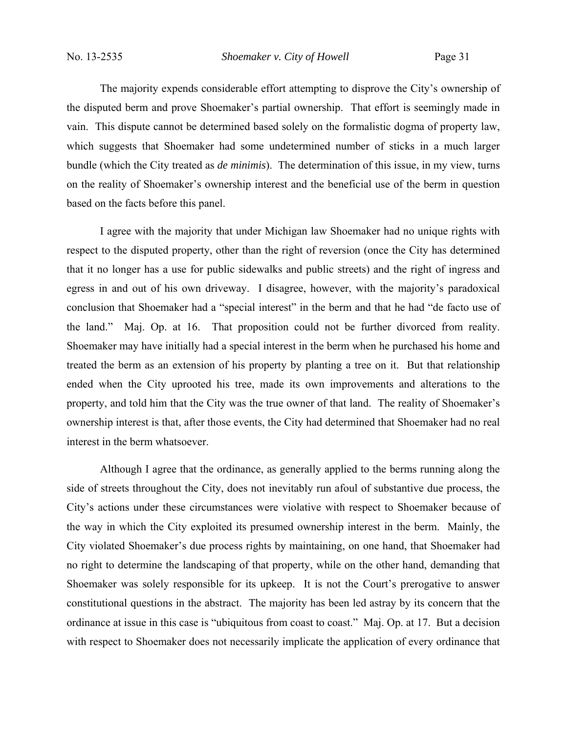The majority expends considerable effort attempting to disprove the City's ownership of the disputed berm and prove Shoemaker's partial ownership. That effort is seemingly made in vain. This dispute cannot be determined based solely on the formalistic dogma of property law, which suggests that Shoemaker had some undetermined number of sticks in a much larger bundle (which the City treated as *de minimis*). The determination of this issue, in my view, turns on the reality of Shoemaker's ownership interest and the beneficial use of the berm in question based on the facts before this panel.

I agree with the majority that under Michigan law Shoemaker had no unique rights with respect to the disputed property, other than the right of reversion (once the City has determined that it no longer has a use for public sidewalks and public streets) and the right of ingress and egress in and out of his own driveway. I disagree, however, with the majority's paradoxical conclusion that Shoemaker had a "special interest" in the berm and that he had "de facto use of the land." Maj. Op. at 16. That proposition could not be further divorced from reality. Shoemaker may have initially had a special interest in the berm when he purchased his home and treated the berm as an extension of his property by planting a tree on it. But that relationship ended when the City uprooted his tree, made its own improvements and alterations to the property, and told him that the City was the true owner of that land. The reality of Shoemaker's ownership interest is that, after those events, the City had determined that Shoemaker had no real interest in the berm whatsoever.

Although I agree that the ordinance, as generally applied to the berms running along the side of streets throughout the City, does not inevitably run afoul of substantive due process, the City's actions under these circumstances were violative with respect to Shoemaker because of the way in which the City exploited its presumed ownership interest in the berm. Mainly, the City violated Shoemaker's due process rights by maintaining, on one hand, that Shoemaker had no right to determine the landscaping of that property, while on the other hand, demanding that Shoemaker was solely responsible for its upkeep. It is not the Court's prerogative to answer constitutional questions in the abstract. The majority has been led astray by its concern that the ordinance at issue in this case is "ubiquitous from coast to coast." Maj. Op. at 17. But a decision with respect to Shoemaker does not necessarily implicate the application of every ordinance that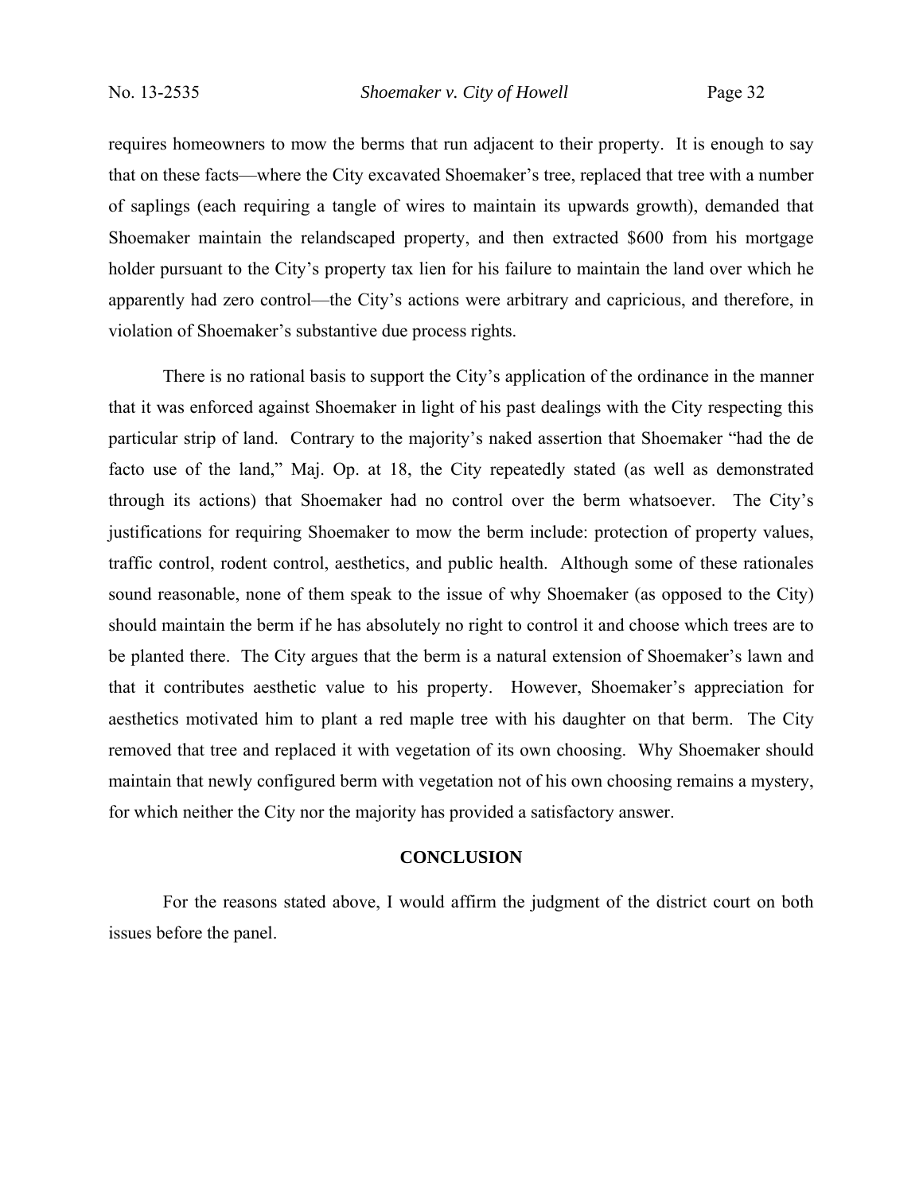requires homeowners to mow the berms that run adjacent to their property. It is enough to say that on these facts—where the City excavated Shoemaker's tree, replaced that tree with a number of saplings (each requiring a tangle of wires to maintain its upwards growth), demanded that Shoemaker maintain the relandscaped property, and then extracted $600 from his mortgage holder pursuant to the City's property tax lien for his failure to maintain the land over which he apparently had zero control—the City's actions were arbitrary and capricious, and therefore, in violation of Shoemaker's substantive due process rights.

There is no rational basis to support the City's application of the ordinance in the manner that it was enforced against Shoemaker in light of his past dealings with the City respecting this particular strip of land. Contrary to the majority's naked assertion that Shoemaker "had the de facto use of the land," Maj. Op. at 18, the City repeatedly stated (as well as demonstrated through its actions) that Shoemaker had no control over the berm whatsoever. The City's justifications for requiring Shoemaker to mow the berm include: protection of property values, traffic control, rodent control, aesthetics, and public health. Although some of these rationales sound reasonable, none of them speak to the issue of why Shoemaker (as opposed to the City) should maintain the berm if he has absolutely no right to control it and choose which trees are to be planted there. The City argues that the berm is a natural extension of Shoemaker's lawn and that it contributes aesthetic value to his property. However, Shoemaker's appreciation for aesthetics motivated him to plant a red maple tree with his daughter on that berm. The City removed that tree and replaced it with vegetation of its own choosing. Why Shoemaker should maintain that newly configured berm with vegetation not of his own choosing remains a mystery, for which neither the City nor the majority has provided a satisfactory answer.

## CONCLUSION

For the reasons stated above, I would affirm the judgment of the district court on both issues before the panel.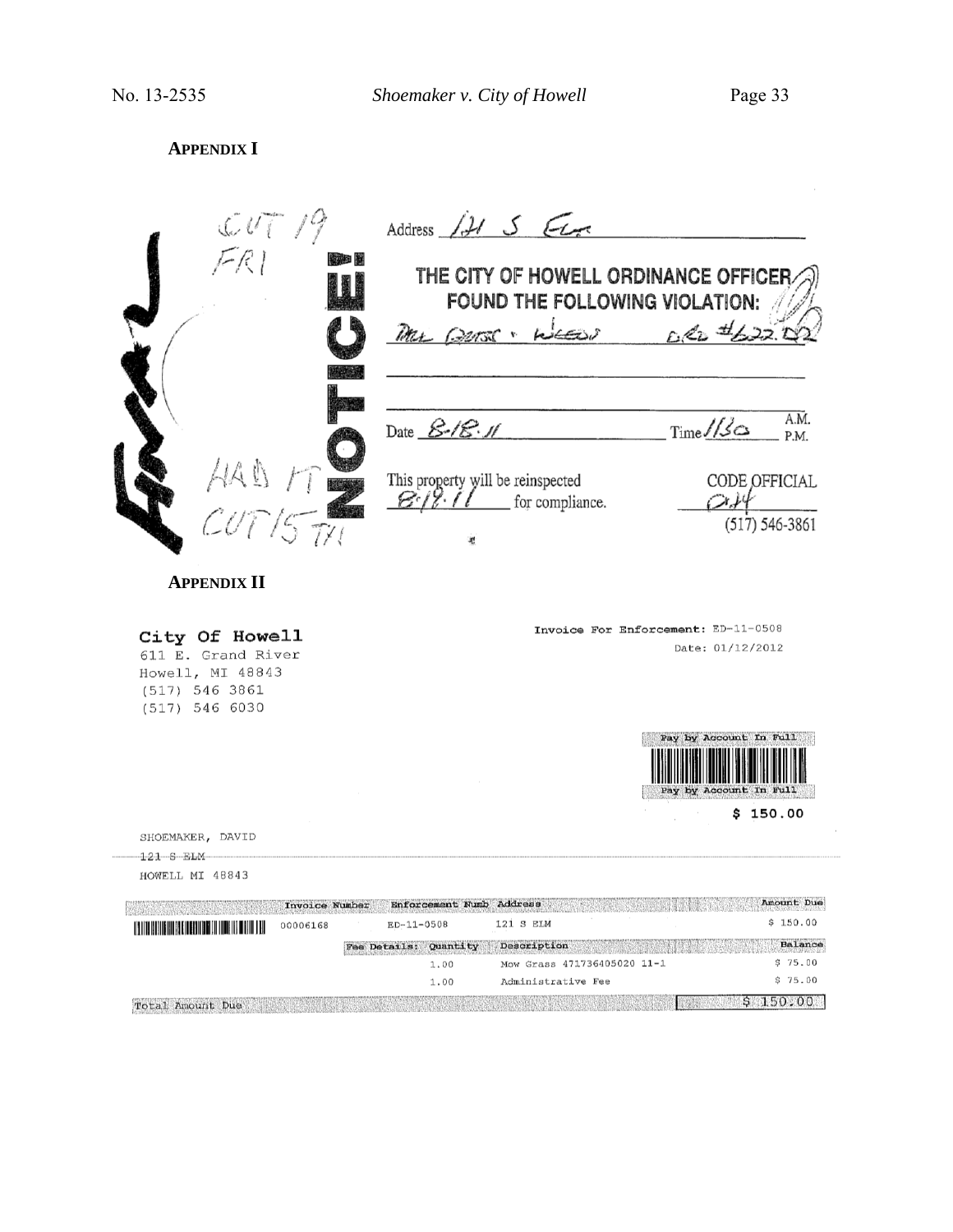**APPENDIX I**

CUT 19
FRI

FINAL

HAD IT
CUT 15 TH

NOTICE!

Address 121 S Elm

THE CITY OF HOWELL ORDINANCE OFFICER FOUND THE FOLLOWING VIOLATION:

Tall Grass + Weeds ORD #622.02

Date 8-18-11 Time 1130 A.M. P.M.

This property will be reinspected 8-19-11 for compliance.

CODE OFFICIAL
DLH
(517) 546-3861

**APPENDIX II**

City Of Howell
611 E. Grand River
Howell, MI 48843
(517) 546 3861
(517) 546 6030

Invoice For Enforcement: ED-11-0508
Date: 01/12/2012

Pay by Account In Full

$ 150.00

SHOEMAKER, DAVID
121 S ELM
HOWELL MI 48843

| | Invoice Number | Enforcement Numb | Address | Amount Due |
|---|---|---|---|---|
| | 00006168 | ED-11-0508 | 121 S ELM | $ 150.00 |
| | | Fee Details: Quantity | Description | Balance |
| | | 1.00 | Mow Grass 471736405020 11-1 | $ 75.00 |
| | | 1.00 | Administrative Fee | $ 75.00 |
| Total Amount Due | | | | $ 150.00 |